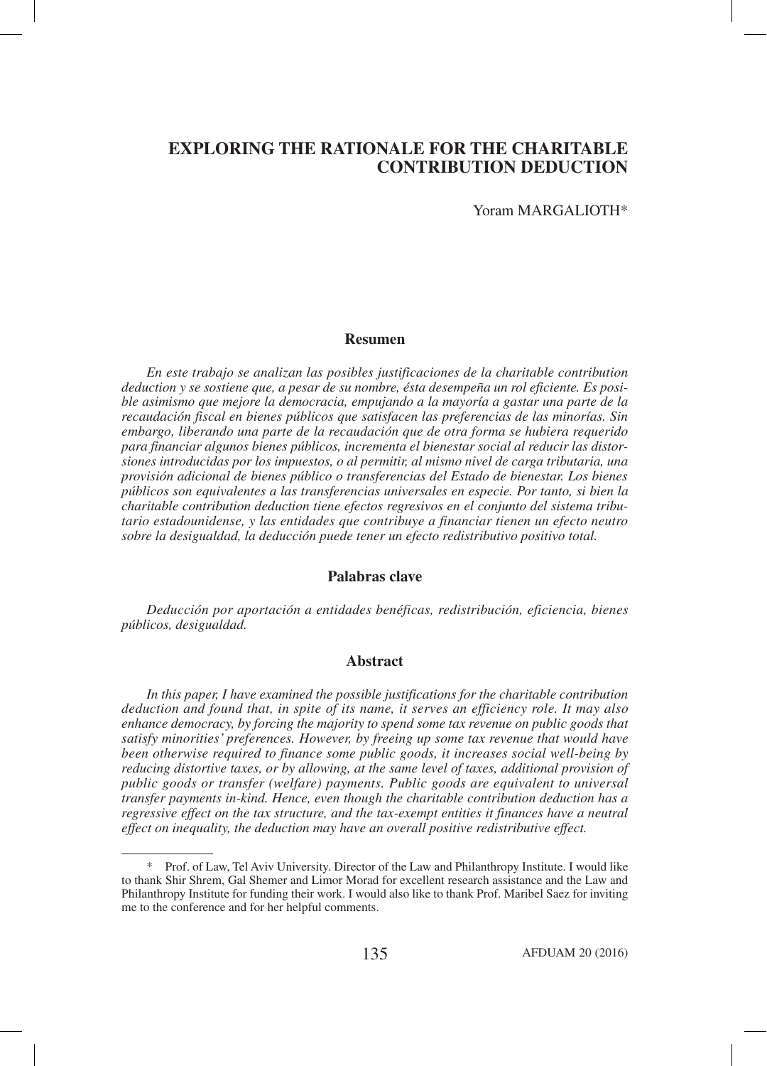# EXPLORING THE RATIONALE FOR THE CHARITABLE CONTRIBUTION DEDUCTION

Yoram MARGALIOTH*

## Resumen

*En este trabajo se analizan las posibles justificaciones de la charitable contribution deduction y se sostiene que, a pesar de su nombre, ésta desempeña un rol eficiente. Es posible asimismo que mejore la democracia, empujando a la mayoría a gastar una parte de la recaudación fiscal en bienes públicos que satisfacen las preferencias de las minorías. Sin embargo, liberando una parte de la recaudación que de otra forma se hubiera requerido para financiar algunos bienes públicos, incrementa el bienestar social al reducir las distorsiones introducidas por los impuestos, o al permitir, al mismo nivel de carga tributaria, una provisión adicional de bienes público o transferencias del Estado de bienestar. Los bienes públicos son equivalentes a las transferencias universales en especie. Por tanto, si bien la charitable contribution deduction tiene efectos regresivos en el conjunto del sistema tributario estadounidense, y las entidades que contribuye a financiar tienen un efecto neutro sobre la desigualdad, la deducción puede tener un efecto redistributivo positivo total.*

## Palabras clave

*Deducción por aportación a entidades benéficas, redistribución, eficiencia, bienes públicos, desigualdad.*

## Abstract

*In this paper, I have examined the possible justifications for the charitable contribution deduction and found that, in spite of its name, it serves an efficiency role. It may also enhance democracy, by forcing the majority to spend some tax revenue on public goods that satisfy minorities' preferences. However, by freeing up some tax revenue that would have been otherwise required to finance some public goods, it increases social well-being by reducing distortive taxes, or by allowing, at the same level of taxes, additional provision of public goods or transfer (welfare) payments. Public goods are equivalent to universal transfer payments in-kind. Hence, even though the charitable contribution deduction has a regressive effect on the tax structure, and the tax-exempt entities it finances have a neutral effect on inequality, the deduction may have an overall positive redistributive effect.*

---

\* Prof. of Law, Tel Aviv University. Director of the Law and Philanthropy Institute. I would like to thank Shir Shrem, Gal Shemer and Limor Morad for excellent research assistance and the Law and Philanthropy Institute for funding their work. I would also like to thank Prof. Maribel Saez for inviting me to the conference and for her helpful comments.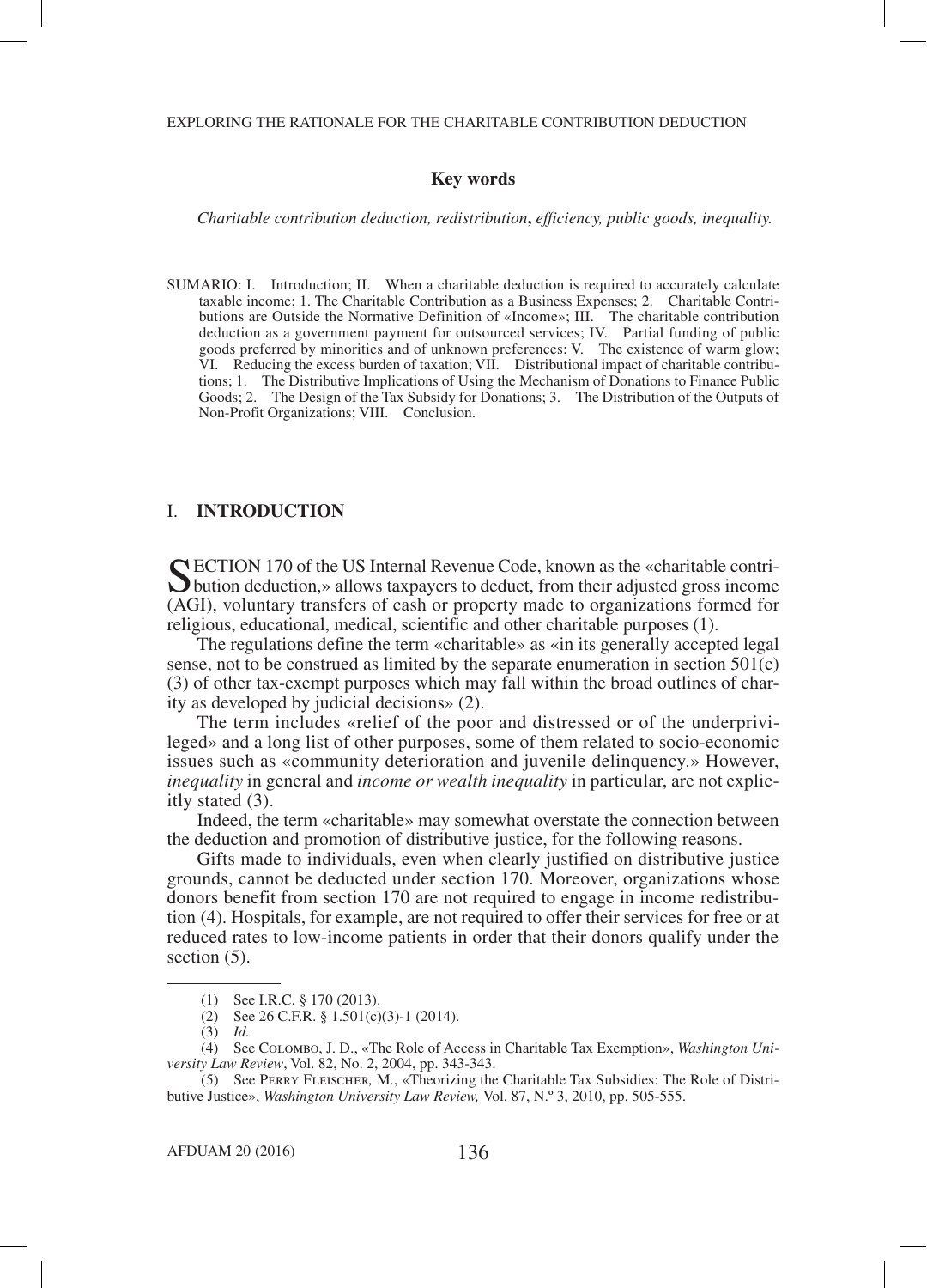### Key words

*Charitable contribution deduction, redistribution***,** *efficiency, public goods, inequality.*

SUMARIO: I. Introduction; II. When a charitable deduction is required to accurately calculate taxable income; 1. The Charitable Contribution as a Business Expenses; 2. Charitable Contributions are Outside the Normative Definition of «Income»; III. The charitable contribution deduction as a government payment for outsourced services; IV. Partial funding of public goods preferred by minorities and of unknown preferences; V. The existence of warm glow; VI. Reducing the excess burden of taxation; VII. Distributional impact of charitable contributions; 1. The Distributive Implications of Using the Mechanism of Donations to Finance Public Goods; 2. The Design of the Tax Subsidy for Donations; 3. The Distribution of the Outputs of Non-Profit Organizations; VIII. Conclusion.

## I. INTRODUCTION

SECTION 170 of the US Internal Revenue Code, known as the «charitable contribution deduction,» allows taxpayers to deduct, from their adjusted gross income (AGI), voluntary transfers of cash or property made to organizations formed for religious, educational, medical, scientific and other charitable purposes (1).

The regulations define the term «charitable» as «in its generally accepted legal sense, not to be construed as limited by the separate enumeration in section 501(c)(3) of other tax-exempt purposes which may fall within the broad outlines of charity as developed by judicial decisions» (2).

The term includes «relief of the poor and distressed or of the underprivileged» and a long list of other purposes, some of them related to socio-economic issues such as «community deterioration and juvenile delinquency.» However, *inequality* in general and *income or wealth inequality* in particular, are not explicitly stated (3).

Indeed, the term «charitable» may somewhat overstate the connection between the deduction and promotion of distributive justice, for the following reasons.

Gifts made to individuals, even when clearly justified on distributive justice grounds, cannot be deducted under section 170. Moreover, organizations whose donors benefit from section 170 are not required to engage in income redistribution (4). Hospitals, for example, are not required to offer their services for free or at reduced rates to low-income patients in order that their donors qualify under the section (5).

---

(1) See I.R.C. § 170 (2013).

(2) See 26 C.F.R. § 1.501(c)(3)-1 (2014).

(3) *Id.*

(4) See Colombo, J. D., «The Role of Access in Charitable Tax Exemption», *Washington University Law Review*, Vol. 82, No. 2, 2004, pp. 343-343.

(5) See Perry Fleischer, M., «Theorizing the Charitable Tax Subsidies: The Role of Distributive Justice», *Washington University Law Review,* Vol. 87, N.º 3, 2010, pp. 505-555.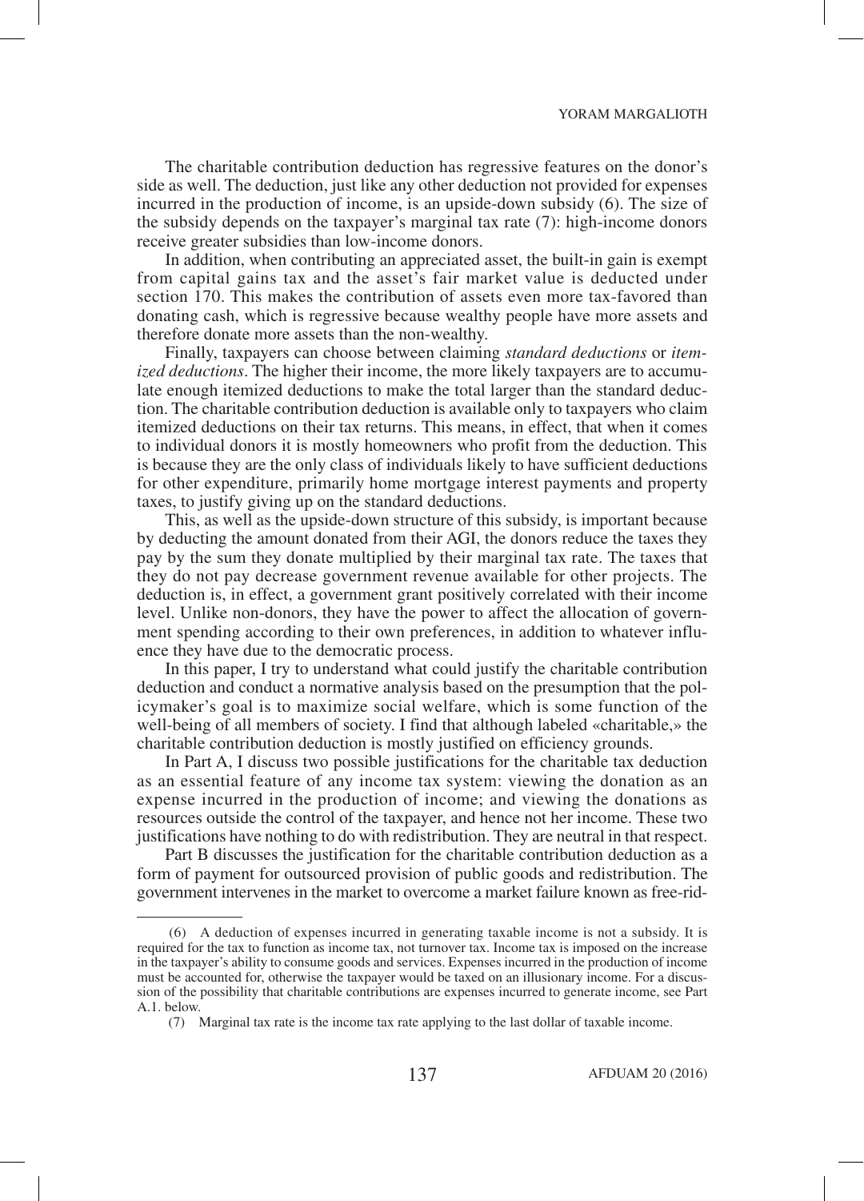The charitable contribution deduction has regressive features on the donor's side as well. The deduction, just like any other deduction not provided for expenses incurred in the production of income, is an upside-down subsidy (6). The size of the subsidy depends on the taxpayer's marginal tax rate (7): high-income donors receive greater subsidies than low-income donors.

In addition, when contributing an appreciated asset, the built-in gain is exempt from capital gains tax and the asset's fair market value is deducted under section 170. This makes the contribution of assets even more tax-favored than donating cash, which is regressive because wealthy people have more assets and therefore donate more assets than the non-wealthy.

Finally, taxpayers can choose between claiming *standard deductions* or *itemized deductions*. The higher their income, the more likely taxpayers are to accumulate enough itemized deductions to make the total larger than the standard deduction. The charitable contribution deduction is available only to taxpayers who claim itemized deductions on their tax returns. This means, in effect, that when it comes to individual donors it is mostly homeowners who profit from the deduction. This is because they are the only class of individuals likely to have sufficient deductions for other expenditure, primarily home mortgage interest payments and property taxes, to justify giving up on the standard deductions.

This, as well as the upside-down structure of this subsidy, is important because by deducting the amount donated from their AGI, the donors reduce the taxes they pay by the sum they donate multiplied by their marginal tax rate. The taxes that they do not pay decrease government revenue available for other projects. The deduction is, in effect, a government grant positively correlated with their income level. Unlike non-donors, they have the power to affect the allocation of government spending according to their own preferences, in addition to whatever influence they have due to the democratic process.

In this paper, I try to understand what could justify the charitable contribution deduction and conduct a normative analysis based on the presumption that the policymaker's goal is to maximize social welfare, which is some function of the well-being of all members of society. I find that although labeled «charitable,» the charitable contribution deduction is mostly justified on efficiency grounds.

In Part A, I discuss two possible justifications for the charitable tax deduction as an essential feature of any income tax system: viewing the donation as an expense incurred in the production of income; and viewing the donations as resources outside the control of the taxpayer, and hence not her income. These two justifications have nothing to do with redistribution. They are neutral in that respect.

Part B discusses the justification for the charitable contribution deduction as a form of payment for outsourced provision of public goods and redistribution. The government intervenes in the market to overcome a market failure known as free-rid-

---

(6) A deduction of expenses incurred in generating taxable income is not a subsidy. It is required for the tax to function as income tax, not turnover tax. Income tax is imposed on the increase in the taxpayer's ability to consume goods and services. Expenses incurred in the production of income must be accounted for, otherwise the taxpayer would be taxed on an illusionary income. For a discussion of the possibility that charitable contributions are expenses incurred to generate income, see Part A.1. below.

(7) Marginal tax rate is the income tax rate applying to the last dollar of taxable income.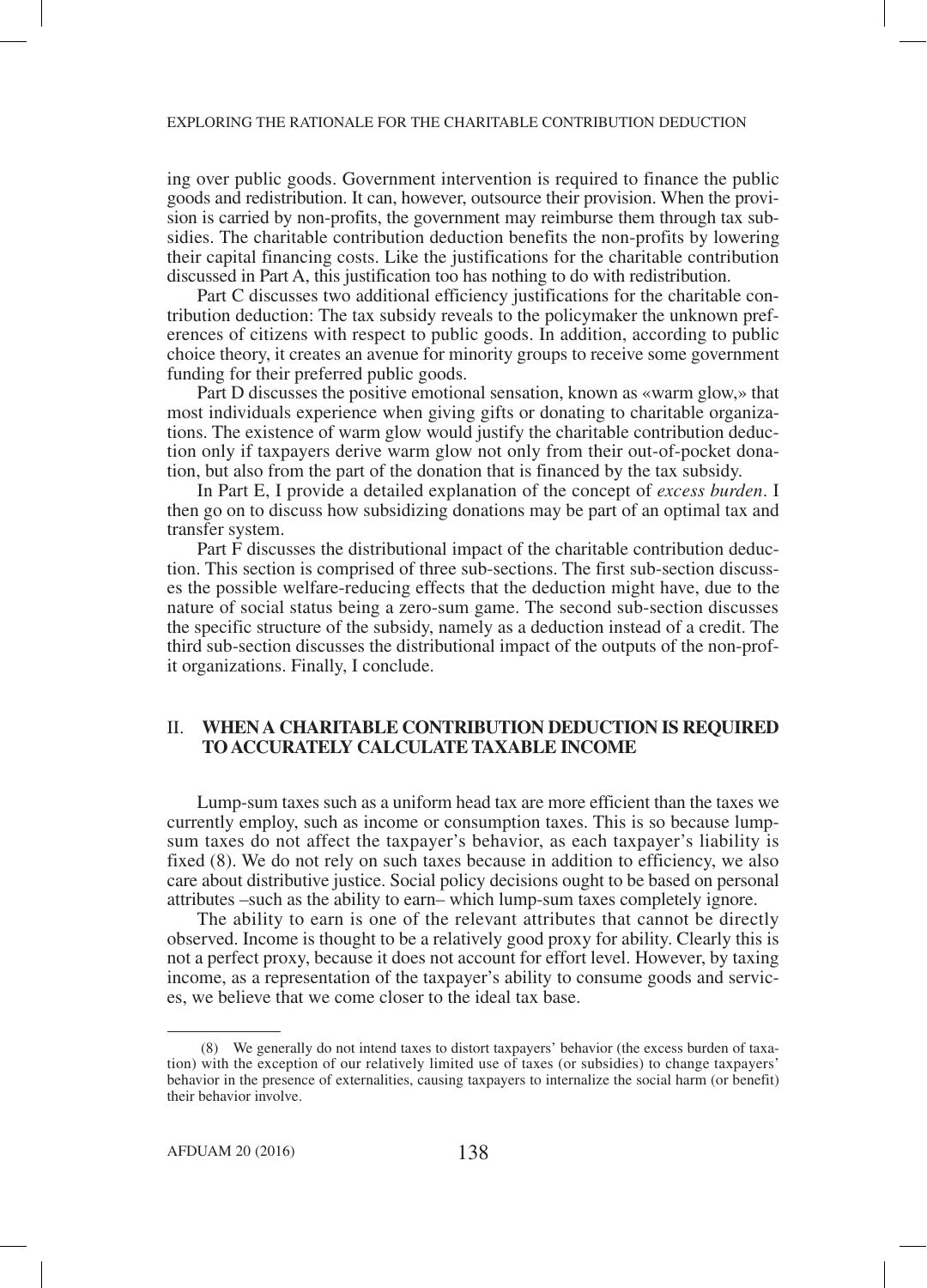ing over public goods. Government intervention is required to finance the public goods and redistribution. It can, however, outsource their provision. When the provision is carried by non-profits, the government may reimburse them through tax subsidies. The charitable contribution deduction benefits the non-profits by lowering their capital financing costs. Like the justifications for the charitable contribution discussed in Part A, this justification too has nothing to do with redistribution.

Part C discusses two additional efficiency justifications for the charitable contribution deduction: The tax subsidy reveals to the policymaker the unknown preferences of citizens with respect to public goods. In addition, according to public choice theory, it creates an avenue for minority groups to receive some government funding for their preferred public goods.

Part D discusses the positive emotional sensation, known as «warm glow,» that most individuals experience when giving gifts or donating to charitable organizations. The existence of warm glow would justify the charitable contribution deduction only if taxpayers derive warm glow not only from their out-of-pocket donation, but also from the part of the donation that is financed by the tax subsidy.

In Part E, I provide a detailed explanation of the concept of *excess burden*. I then go on to discuss how subsidizing donations may be part of an optimal tax and transfer system.

Part F discusses the distributional impact of the charitable contribution deduction. This section is comprised of three sub-sections. The first sub-section discusses the possible welfare-reducing effects that the deduction might have, due to the nature of social status being a zero-sum game. The second sub-section discusses the specific structure of the subsidy, namely as a deduction instead of a credit. The third sub-section discusses the distributional impact of the outputs of the non-profit organizations. Finally, I conclude.

## II. WHEN A CHARITABLE CONTRIBUTION DEDUCTION IS REQUIRED TO ACCURATELY CALCULATE TAXABLE INCOME

Lump-sum taxes such as a uniform head tax are more efficient than the taxes we currently employ, such as income or consumption taxes. This is so because lump-sum taxes do not affect the taxpayer's behavior, as each taxpayer's liability is fixed (8). We do not rely on such taxes because in addition to efficiency, we also care about distributive justice. Social policy decisions ought to be based on personal attributes –such as the ability to earn– which lump-sum taxes completely ignore.

The ability to earn is one of the relevant attributes that cannot be directly observed. Income is thought to be a relatively good proxy for ability. Clearly this is not a perfect proxy, because it does not account for effort level. However, by taxing income, as a representation of the taxpayer's ability to consume goods and services, we believe that we come closer to the ideal tax base.

---

(8) We generally do not intend taxes to distort taxpayers' behavior (the excess burden of taxation) with the exception of our relatively limited use of taxes (or subsidies) to change taxpayers' behavior in the presence of externalities, causing taxpayers to internalize the social harm (or benefit) their behavior involve.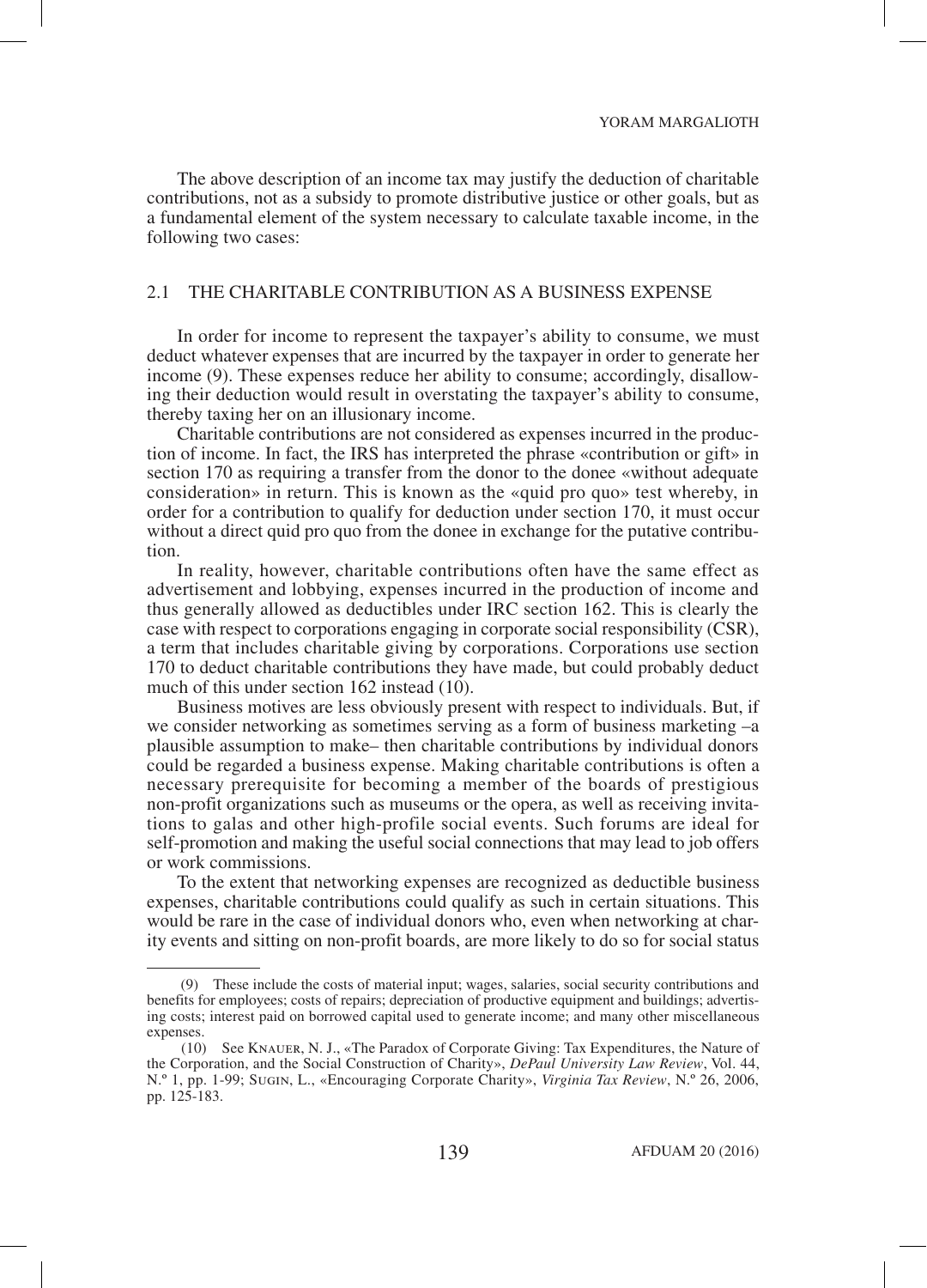The above description of an income tax may justify the deduction of charitable contributions, not as a subsidy to promote distributive justice or other goals, but as a fundamental element of the system necessary to calculate taxable income, in the following two cases:

## 2.1 THE CHARITABLE CONTRIBUTION AS A BUSINESS EXPENSE

In order for income to represent the taxpayer's ability to consume, we must deduct whatever expenses that are incurred by the taxpayer in order to generate her income (9). These expenses reduce her ability to consume; accordingly, disallowing their deduction would result in overstating the taxpayer's ability to consume, thereby taxing her on an illusionary income.

Charitable contributions are not considered as expenses incurred in the production of income. In fact, the IRS has interpreted the phrase «contribution or gift» in section 170 as requiring a transfer from the donor to the donee «without adequate consideration» in return. This is known as the «quid pro quo» test whereby, in order for a contribution to qualify for deduction under section 170, it must occur without a direct quid pro quo from the donee in exchange for the putative contribution.

In reality, however, charitable contributions often have the same effect as advertisement and lobbying, expenses incurred in the production of income and thus generally allowed as deductibles under IRC section 162. This is clearly the case with respect to corporations engaging in corporate social responsibility (CSR), a term that includes charitable giving by corporations. Corporations use section 170 to deduct charitable contributions they have made, but could probably deduct much of this under section 162 instead (10).

Business motives are less obviously present with respect to individuals. But, if we consider networking as sometimes serving as a form of business marketing –a plausible assumption to make– then charitable contributions by individual donors could be regarded a business expense. Making charitable contributions is often a necessary prerequisite for becoming a member of the boards of prestigious non-profit organizations such as museums or the opera, as well as receiving invitations to galas and other high-profile social events. Such forums are ideal for self-promotion and making the useful social connections that may lead to job offers or work commissions.

To the extent that networking expenses are recognized as deductible business expenses, charitable contributions could qualify as such in certain situations. This would be rare in the case of individual donors who, even when networking at charity events and sitting on non-profit boards, are more likely to do so for social status

---

(9) These include the costs of material input; wages, salaries, social security contributions and benefits for employees; costs of repairs; depreciation of productive equipment and buildings; advertising costs; interest paid on borrowed capital used to generate income; and many other miscellaneous expenses.

(10) See Knauer, N. J., «The Paradox of Corporate Giving: Tax Expenditures, the Nature of the Corporation, and the Social Construction of Charity», *DePaul University Law Review*, Vol. 44, N.º 1, pp. 1-99; Sugin, L., «Encouraging Corporate Charity», *Virginia Tax Review*, N.º 26, 2006, pp. 125-183.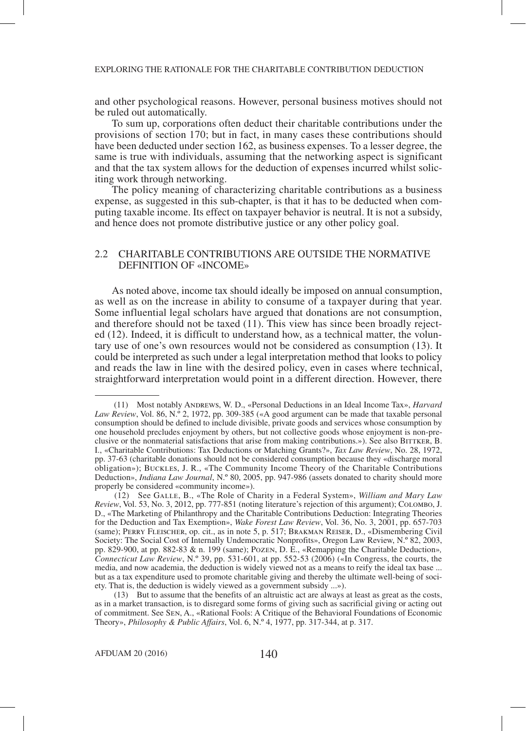and other psychological reasons. However, personal business motives should not be ruled out automatically.

To sum up, corporations often deduct their charitable contributions under the provisions of section 170; but in fact, in many cases these contributions should have been deducted under section 162, as business expenses. To a lesser degree, the same is true with individuals, assuming that the networking aspect is significant and that the tax system allows for the deduction of expenses incurred whilst soliciting work through networking.

The policy meaning of characterizing charitable contributions as a business expense, as suggested in this sub-chapter, is that it has to be deducted when computing taxable income. Its effect on taxpayer behavior is neutral. It is not a subsidy, and hence does not promote distributive justice or any other policy goal.

## 2.2 CHARITABLE CONTRIBUTIONS ARE OUTSIDE THE NORMATIVE DEFINITION OF «INCOME»

As noted above, income tax should ideally be imposed on annual consumption, as well as on the increase in ability to consume of a taxpayer during that year. Some influential legal scholars have argued that donations are not consumption, and therefore should not be taxed (11). This view has since been broadly rejected (12). Indeed, it is difficult to understand how, as a technical matter, the voluntary use of one's own resources would not be considered as consumption (13). It could be interpreted as such under a legal interpretation method that looks to policy and reads the law in line with the desired policy, even in cases where technical, straightforward interpretation would point in a different direction. However, there

---

(11) Most notably Andrews, W. D., «Personal Deductions in an Ideal Income Tax», *Harvard Law Review*, Vol. 86, N.º 2, 1972, pp. 309-385 («A good argument can be made that taxable personal consumption should be defined to include divisible, private goods and services whose consumption by one household precludes enjoyment by others, but not collective goods whose enjoyment is non-preclusive or the nonmaterial satisfactions that arise from making contributions.»). See also Bittker, B. I., «Charitable Contributions: Tax Deductions or Matching Grants?», *Tax Law Review*, No. 28, 1972, pp. 37-63 (charitable donations should not be considered consumption because they «discharge moral obligation»); Buckles, J. R., «The Community Income Theory of the Charitable Contributions Deduction», *Indiana Law Journal*, N.º 80, 2005, pp. 947-986 (assets donated to charity should more properly be considered «community income»).

(12) See Galle, B., «The Role of Charity in a Federal System», *William and Mary Law Review*, Vol. 53, No. 3, 2012, pp. 777-851 (noting literature's rejection of this argument); Colombo, J. D., «The Marketing of Philanthropy and the Charitable Contributions Deduction: Integrating Theories for the Deduction and Tax Exemption», *Wake Forest Law Review*, Vol. 36, No. 3, 2001, pp. 657-703 (same); Perry Fleischer, op. cit., as in note 5, p. 517; Brakman Reiser, D., «Dismembering Civil Society: The Social Cost of Internally Undemocratic Nonprofits», Oregon Law Review, N.º 82, 2003, pp. 829-900, at pp. 882-83 & n. 199 (same); Pozen, D. E., «Remapping the Charitable Deduction», *Connecticut Law Review*, N.º 39, pp. 531-601, at pp. 552-53 (2006) («In Congress, the courts, the media, and now academia, the deduction is widely viewed not as a means to reify the ideal tax base ... but as a tax expenditure used to promote charitable giving and thereby the ultimate well-being of society. That is, the deduction is widely viewed as a government subsidy ...»).

(13) But to assume that the benefits of an altruistic act are always at least as great as the costs, as in a market transaction, is to disregard some forms of giving such as sacrificial giving or acting out of commitment. See Sen, A., «Rational Fools: A Critique of the Behavioral Foundations of Economic Theory», *Philosophy & Public Affairs*, Vol. 6, N.º 4, 1977, pp. 317-344, at p. 317.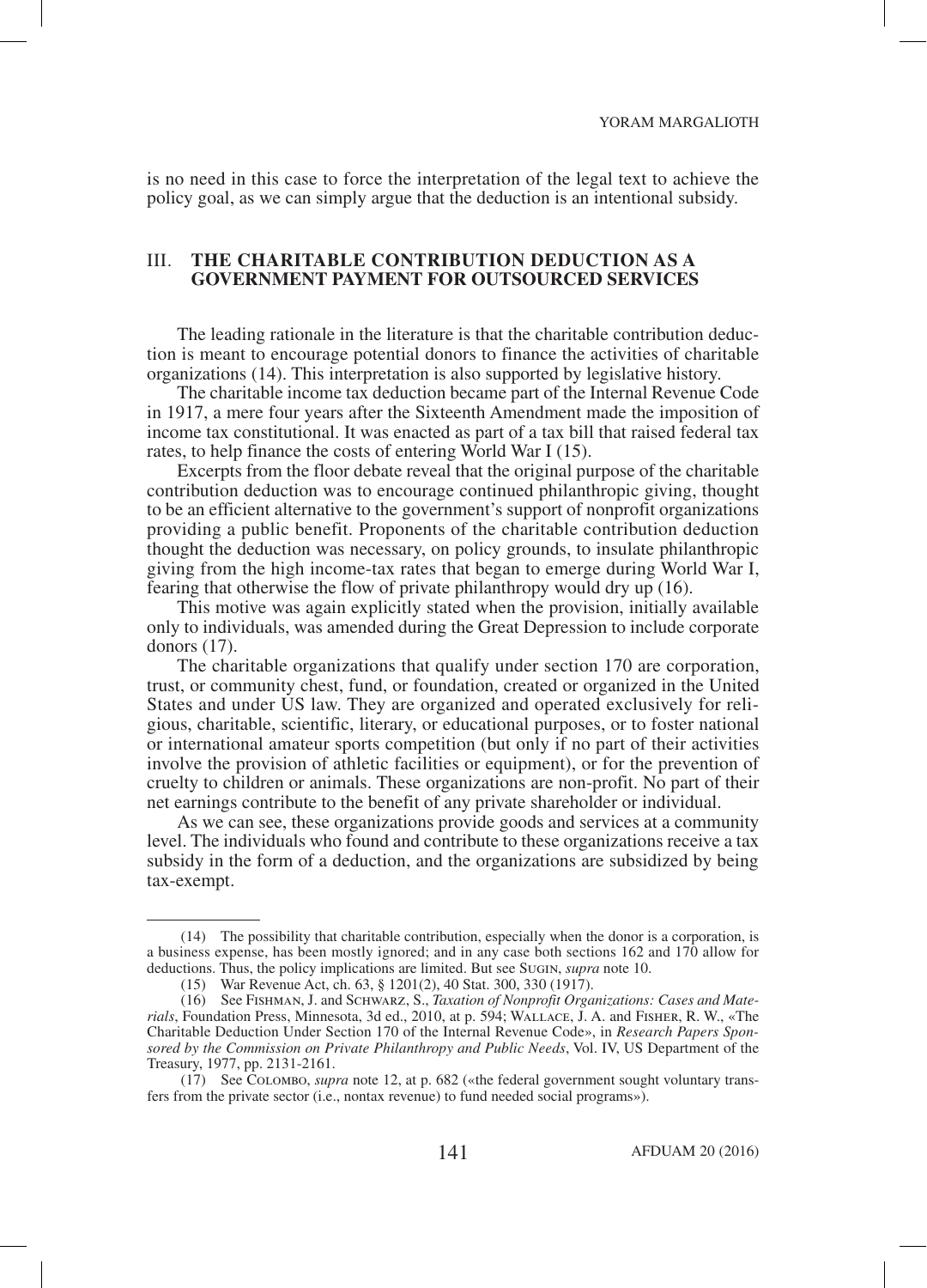is no need in this case to force the interpretation of the legal text to achieve the policy goal, as we can simply argue that the deduction is an intentional subsidy.

## III. THE CHARITABLE CONTRIBUTION DEDUCTION AS A GOVERNMENT PAYMENT FOR OUTSOURCED SERVICES

The leading rationale in the literature is that the charitable contribution deduction is meant to encourage potential donors to finance the activities of charitable organizations (14). This interpretation is also supported by legislative history.

The charitable income tax deduction became part of the Internal Revenue Code in 1917, a mere four years after the Sixteenth Amendment made the imposition of income tax constitutional. It was enacted as part of a tax bill that raised federal tax rates, to help finance the costs of entering World War I (15).

Excerpts from the floor debate reveal that the original purpose of the charitable contribution deduction was to encourage continued philanthropic giving, thought to be an efficient alternative to the government's support of nonprofit organizations providing a public benefit. Proponents of the charitable contribution deduction thought the deduction was necessary, on policy grounds, to insulate philanthropic giving from the high income-tax rates that began to emerge during World War I, fearing that otherwise the flow of private philanthropy would dry up (16).

This motive was again explicitly stated when the provision, initially available only to individuals, was amended during the Great Depression to include corporate donors (17).

The charitable organizations that qualify under section 170 are corporation, trust, or community chest, fund, or foundation, created or organized in the United States and under US law. They are organized and operated exclusively for religious, charitable, scientific, literary, or educational purposes, or to foster national or international amateur sports competition (but only if no part of their activities involve the provision of athletic facilities or equipment), or for the prevention of cruelty to children or animals. These organizations are non-profit. No part of their net earnings contribute to the benefit of any private shareholder or individual.

As we can see, these organizations provide goods and services at a community level. The individuals who found and contribute to these organizations receive a tax subsidy in the form of a deduction, and the organizations are subsidized by being tax-exempt.

---

(14) The possibility that charitable contribution, especially when the donor is a corporation, is a business expense, has been mostly ignored; and in any case both sections 162 and 170 allow for deductions. Thus, the policy implications are limited. But see Sugin, *supra* note 10.

(15) War Revenue Act, ch. 63, § 1201(2), 40 Stat. 300, 330 (1917).

(16) See Fishman, J. and Schwarz, S., *Taxation of Nonprofit Organizations: Cases and Materials*, Foundation Press, Minnesota, 3d ed., 2010, at p. 594; Wallace, J. A. and Fisher, R. W., «The Charitable Deduction Under Section 170 of the Internal Revenue Code», in *Research Papers Sponsored by the Commission on Private Philanthropy and Public Needs*, Vol. IV, US Department of the Treasury, 1977, pp. 2131-2161.

(17) See Colombo, *supra* note 12, at p. 682 («the federal government sought voluntary transfers from the private sector (i.e., nontax revenue) to fund needed social programs»).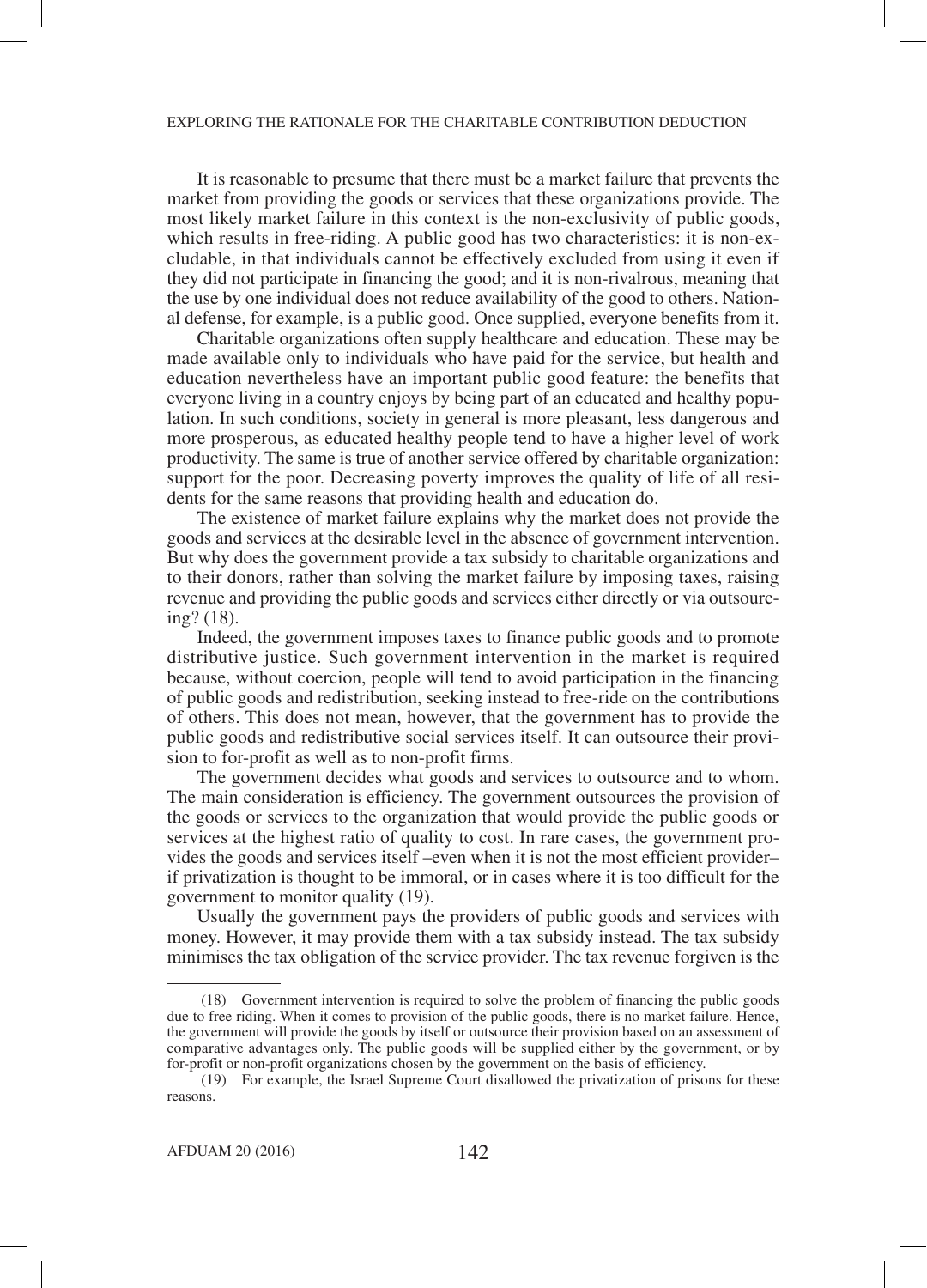It is reasonable to presume that there must be a market failure that prevents the market from providing the goods or services that these organizations provide. The most likely market failure in this context is the non-exclusivity of public goods, which results in free-riding. A public good has two characteristics: it is non-excludable, in that individuals cannot be effectively excluded from using it even if they did not participate in financing the good; and it is non-rivalrous, meaning that the use by one individual does not reduce availability of the good to others. National defense, for example, is a public good. Once supplied, everyone benefits from it.

Charitable organizations often supply healthcare and education. These may be made available only to individuals who have paid for the service, but health and education nevertheless have an important public good feature: the benefits that everyone living in a country enjoys by being part of an educated and healthy population. In such conditions, society in general is more pleasant, less dangerous and more prosperous, as educated healthy people tend to have a higher level of work productivity. The same is true of another service offered by charitable organization: support for the poor. Decreasing poverty improves the quality of life of all residents for the same reasons that providing health and education do.

The existence of market failure explains why the market does not provide the goods and services at the desirable level in the absence of government intervention. But why does the government provide a tax subsidy to charitable organizations and to their donors, rather than solving the market failure by imposing taxes, raising revenue and providing the public goods and services either directly or via outsourcing? (18).

Indeed, the government imposes taxes to finance public goods and to promote distributive justice. Such government intervention in the market is required because, without coercion, people will tend to avoid participation in the financing of public goods and redistribution, seeking instead to free-ride on the contributions of others. This does not mean, however, that the government has to provide the public goods and redistributive social services itself. It can outsource their provision to for-profit as well as to non-profit firms.

The government decides what goods and services to outsource and to whom. The main consideration is efficiency. The government outsources the provision of the goods or services to the organization that would provide the public goods or services at the highest ratio of quality to cost. In rare cases, the government provides the goods and services itself –even when it is not the most efficient provider– if privatization is thought to be immoral, or in cases where it is too difficult for the government to monitor quality (19).

Usually the government pays the providers of public goods and services with money. However, it may provide them with a tax subsidy instead. The tax subsidy minimises the tax obligation of the service provider. The tax revenue forgiven is the

(18) Government intervention is required to solve the problem of financing the public goods due to free riding. When it comes to provision of the public goods, there is no market failure. Hence, the government will provide the goods by itself or outsource their provision based on an assessment of comparative advantages only. The public goods will be supplied either by the government, or by for-profit or non-profit organizations chosen by the government on the basis of efficiency.

(19) For example, the Israel Supreme Court disallowed the privatization of prisons for these reasons.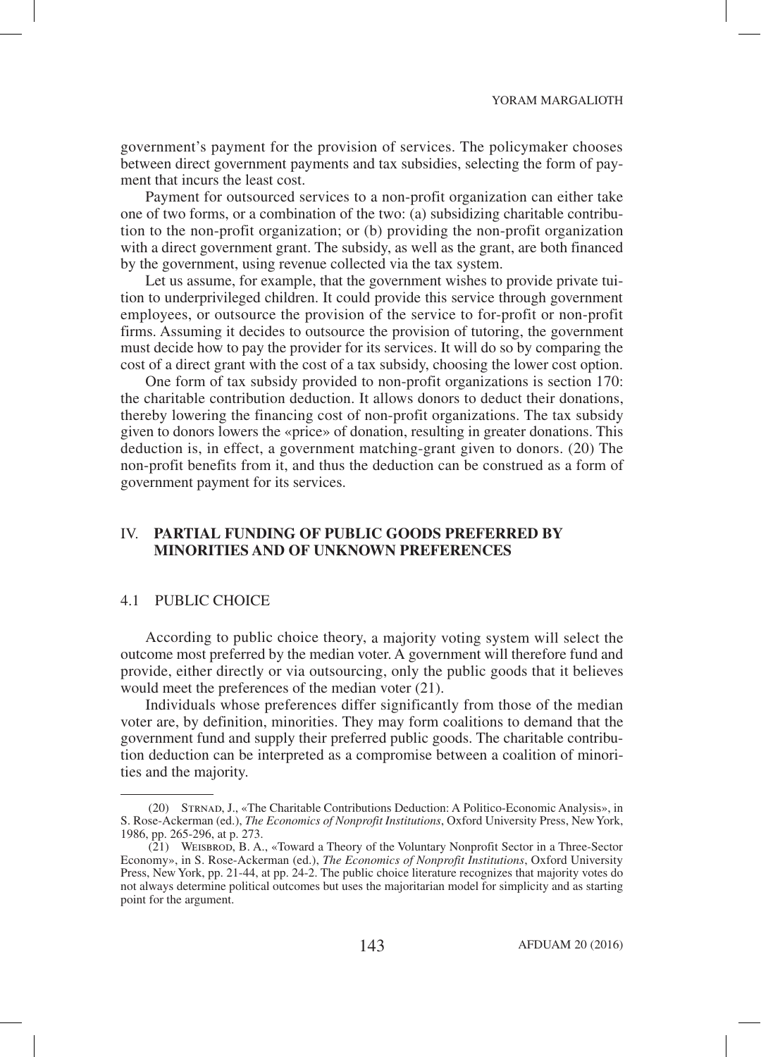government's payment for the provision of services. The policymaker chooses between direct government payments and tax subsidies, selecting the form of payment that incurs the least cost.

Payment for outsourced services to a non-profit organization can either take one of two forms, or a combination of the two: (a) subsidizing charitable contribution to the non-profit organization; or (b) providing the non-profit organization with a direct government grant. The subsidy, as well as the grant, are both financed by the government, using revenue collected via the tax system.

Let us assume, for example, that the government wishes to provide private tuition to underprivileged children. It could provide this service through government employees, or outsource the provision of the service to for-profit or non-profit firms. Assuming it decides to outsource the provision of tutoring, the government must decide how to pay the provider for its services. It will do so by comparing the cost of a direct grant with the cost of a tax subsidy, choosing the lower cost option.

One form of tax subsidy provided to non-profit organizations is section 170: the charitable contribution deduction. It allows donors to deduct their donations, thereby lowering the financing cost of non-profit organizations. The tax subsidy given to donors lowers the «price» of donation, resulting in greater donations. This deduction is, in effect, a government matching-grant given to donors. (20) The non-profit benefits from it, and thus the deduction can be construed as a form of government payment for its services.

## IV. PARTIAL FUNDING OF PUBLIC GOODS PREFERRED BY MINORITIES AND OF UNKNOWN PREFERENCES

### 4.1 PUBLIC CHOICE

According to public choice theory, a majority voting system will select the outcome most preferred by the median voter. A government will therefore fund and provide, either directly or via outsourcing, only the public goods that it believes would meet the preferences of the median voter (21).

Individuals whose preferences differ significantly from those of the median voter are, by definition, minorities. They may form coalitions to demand that the government fund and supply their preferred public goods. The charitable contribution deduction can be interpreted as a compromise between a coalition of minorities and the majority.

---

(20) Strnad, J., «The Charitable Contributions Deduction: A Politico-Economic Analysis», in S. Rose-Ackerman (ed.), *The Economics of Nonprofit Institutions*, Oxford University Press, New York, 1986, pp. 265-296, at p. 273.

(21) Weisbrod, B. A., «Toward a Theory of the Voluntary Nonprofit Sector in a Three-Sector Economy», in S. Rose-Ackerman (ed.), *The Economics of Nonprofit Institutions*, Oxford University Press, New York, pp. 21-44, at pp. 24-2. The public choice literature recognizes that majority votes do not always determine political outcomes but uses the majoritarian model for simplicity and as starting point for the argument.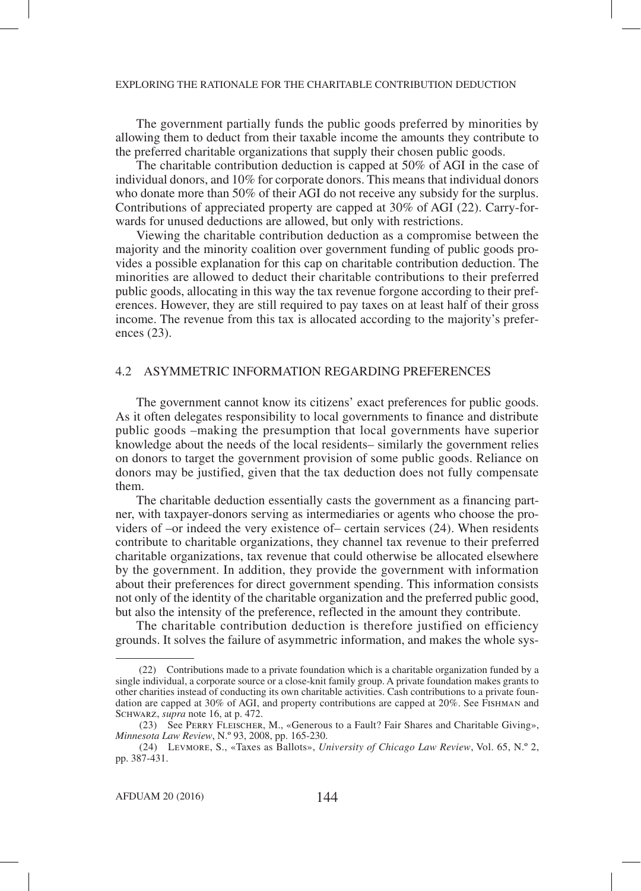The government partially funds the public goods preferred by minorities by allowing them to deduct from their taxable income the amounts they contribute to the preferred charitable organizations that supply their chosen public goods.

The charitable contribution deduction is capped at 50% of AGI in the case of individual donors, and 10% for corporate donors. This means that individual donors who donate more than 50% of their AGI do not receive any subsidy for the surplus. Contributions of appreciated property are capped at 30% of AGI (22). Carry-forwards for unused deductions are allowed, but only with restrictions.

Viewing the charitable contribution deduction as a compromise between the majority and the minority coalition over government funding of public goods provides a possible explanation for this cap on charitable contribution deduction. The minorities are allowed to deduct their charitable contributions to their preferred public goods, allocating in this way the tax revenue forgone according to their preferences. However, they are still required to pay taxes on at least half of their gross income. The revenue from this tax is allocated according to the majority's preferences (23).

### 4.2 ASYMMETRIC INFORMATION REGARDING PREFERENCES

The government cannot know its citizens' exact preferences for public goods. As it often delegates responsibility to local governments to finance and distribute public goods –making the presumption that local governments have superior knowledge about the needs of the local residents– similarly the government relies on donors to target the government provision of some public goods. Reliance on donors may be justified, given that the tax deduction does not fully compensate them.

The charitable deduction essentially casts the government as a financing partner, with taxpayer-donors serving as intermediaries or agents who choose the providers of –or indeed the very existence of– certain services (24). When residents contribute to charitable organizations, they channel tax revenue to their preferred charitable organizations, tax revenue that could otherwise be allocated elsewhere by the government. In addition, they provide the government with information about their preferences for direct government spending. This information consists not only of the identity of the charitable organization and the preferred public good, but also the intensity of the preference, reflected in the amount they contribute.

The charitable contribution deduction is therefore justified on efficiency grounds. It solves the failure of asymmetric information, and makes the whole sys-

---

(22) Contributions made to a private foundation which is a charitable organization funded by a single individual, a corporate source or a close-knit family group. A private foundation makes grants to other charities instead of conducting its own charitable activities. Cash contributions to a private foundation are capped at 30% of AGI, and property contributions are capped at 20%. See Fishman and Schwarz, *supra* note 16, at p. 472.

(23) See Perry Fleischer, M., «Generous to a Fault? Fair Shares and Charitable Giving», *Minnesota Law Review*, N.º 93, 2008, pp. 165-230.

(24) Levmore, S., «Taxes as Ballots», *University of Chicago Law Review*, Vol. 65, N.º 2, pp. 387-431.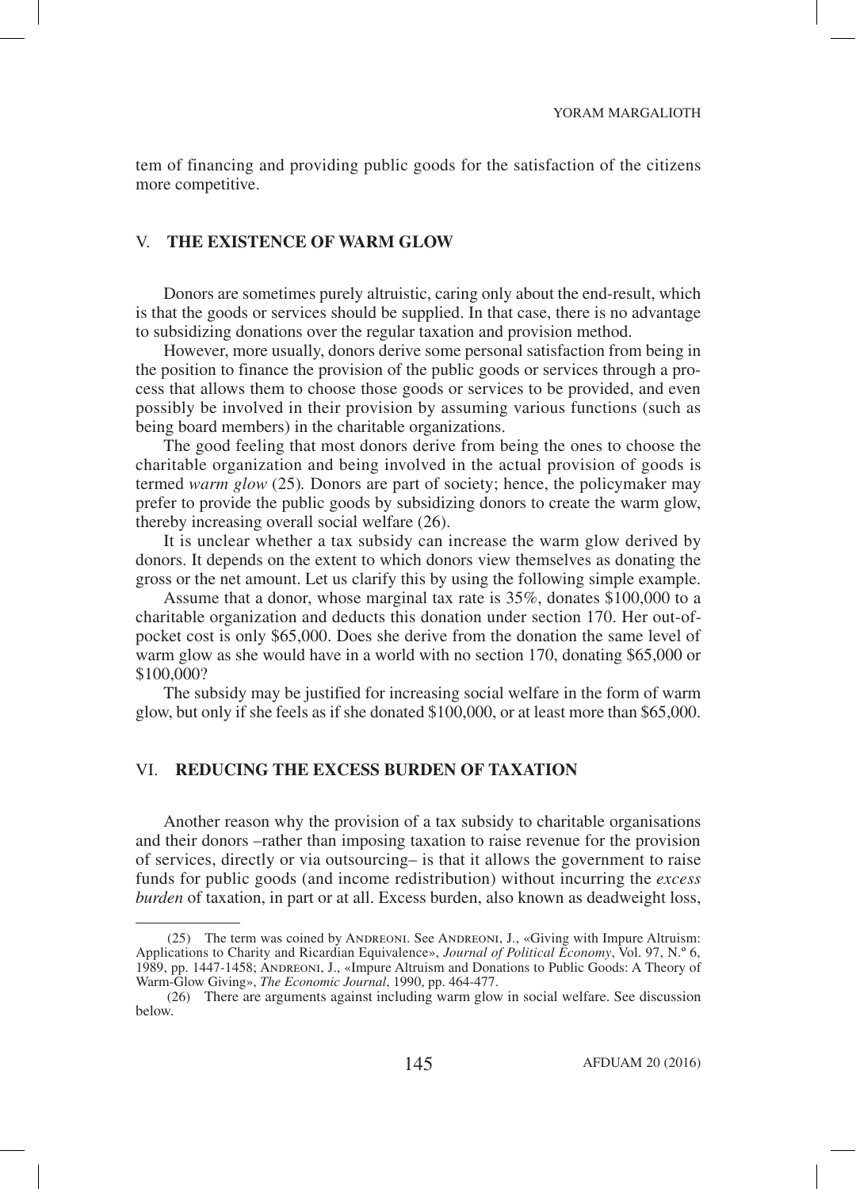tem of financing and providing public goods for the satisfaction of the citizens more competitive.

## V. THE EXISTENCE OF WARM GLOW

Donors are sometimes purely altruistic, caring only about the end-result, which is that the goods or services should be supplied. In that case, there is no advantage to subsidizing donations over the regular taxation and provision method.

However, more usually, donors derive some personal satisfaction from being in the position to finance the provision of the public goods or services through a process that allows them to choose those goods or services to be provided, and even possibly be involved in their provision by assuming various functions (such as being board members) in the charitable organizations.

The good feeling that most donors derive from being the ones to choose the charitable organization and being involved in the actual provision of goods is termed *warm glow* (25)*.* Donors are part of society; hence, the policymaker may prefer to provide the public goods by subsidizing donors to create the warm glow, thereby increasing overall social welfare (26).

It is unclear whether a tax subsidy can increase the warm glow derived by donors. It depends on the extent to which donors view themselves as donating the gross or the net amount. Let us clarify this by using the following simple example.

Assume that a donor, whose marginal tax rate is 35%, donates $100,000 to a charitable organization and deducts this donation under section 170. Her out-of-pocket cost is only $65,000. Does she derive from the donation the same level of warm glow as she would have in a world with no section 170, donating $65,000 or $100,000?

The subsidy may be justified for increasing social welfare in the form of warm glow, but only if she feels as if she donated $100,000, or at least more than $65,000.

## VI. REDUCING THE EXCESS BURDEN OF TAXATION

Another reason why the provision of a tax subsidy to charitable organisations and their donors –rather than imposing taxation to raise revenue for the provision of services, directly or via outsourcing– is that it allows the government to raise funds for public goods (and income redistribution) without incurring the *excess burden* of taxation, in part or at all. Excess burden, also known as deadweight loss,

---

(25) The term was coined by Andreoni. See Andreoni, J., «Giving with Impure Altruism: Applications to Charity and Ricardian Equivalence», *Journal of Political Economy*, Vol. 97, N.º 6, 1989, pp. 1447-1458; Andreoni, J., «Impure Altruism and Donations to Public Goods: A Theory of Warm-Glow Giving», *The Economic Journal*, 1990, pp. 464-477.

(26) There are arguments against including warm glow in social welfare. See discussion below.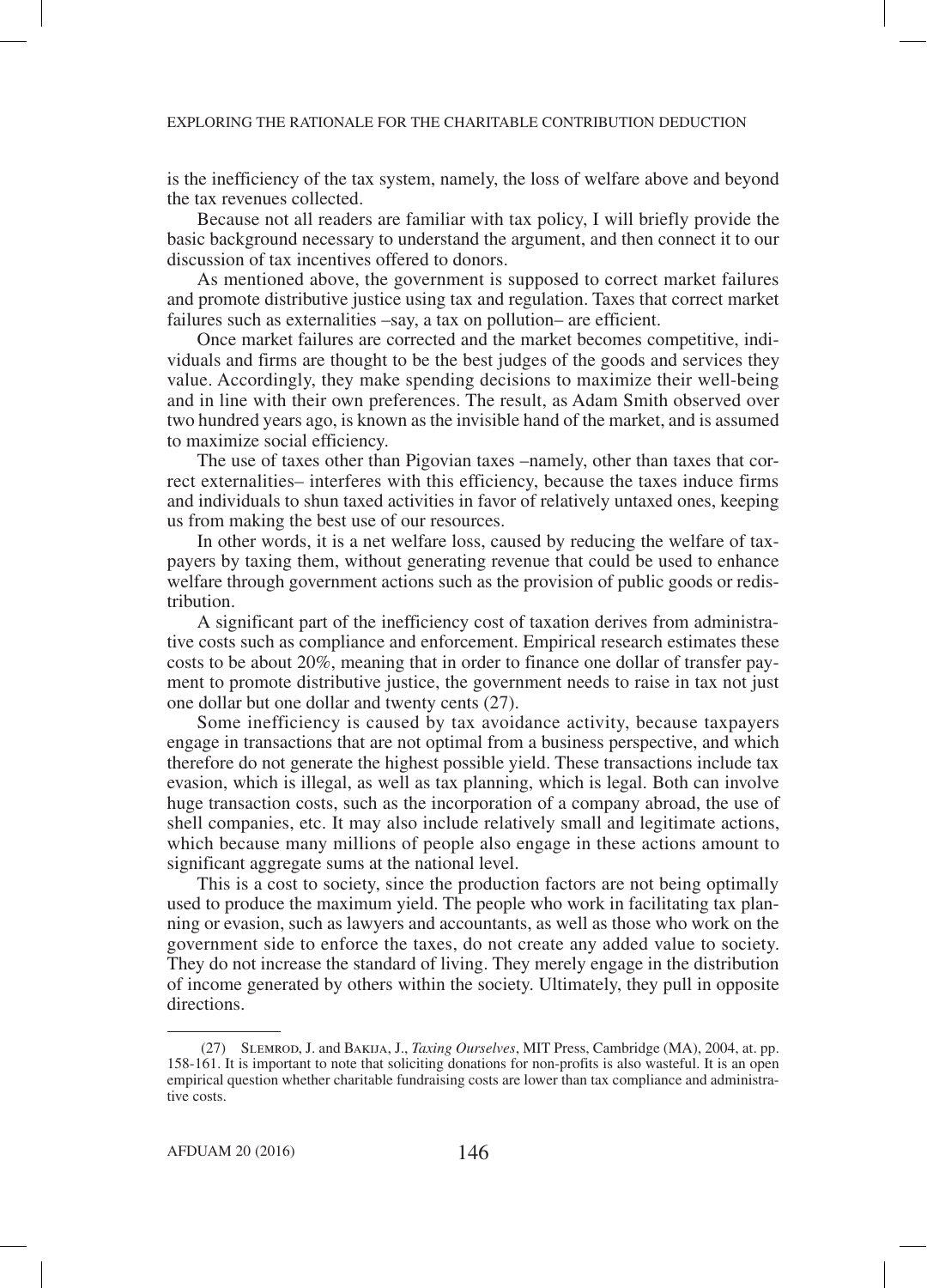is the inefficiency of the tax system, namely, the loss of welfare above and beyond the tax revenues collected.

Because not all readers are familiar with tax policy, I will briefly provide the basic background necessary to understand the argument, and then connect it to our discussion of tax incentives offered to donors.

As mentioned above, the government is supposed to correct market failures and promote distributive justice using tax and regulation. Taxes that correct market failures such as externalities –say, a tax on pollution– are efficient.

Once market failures are corrected and the market becomes competitive, individuals and firms are thought to be the best judges of the goods and services they value. Accordingly, they make spending decisions to maximize their well-being and in line with their own preferences. The result, as Adam Smith observed over two hundred years ago, is known as the invisible hand of the market, and is assumed to maximize social efficiency.

The use of taxes other than Pigovian taxes –namely, other than taxes that correct externalities– interferes with this efficiency, because the taxes induce firms and individuals to shun taxed activities in favor of relatively untaxed ones, keeping us from making the best use of our resources.

In other words, it is a net welfare loss, caused by reducing the welfare of taxpayers by taxing them, without generating revenue that could be used to enhance welfare through government actions such as the provision of public goods or redistribution.

A significant part of the inefficiency cost of taxation derives from administrative costs such as compliance and enforcement. Empirical research estimates these costs to be about 20%, meaning that in order to finance one dollar of transfer payment to promote distributive justice, the government needs to raise in tax not just one dollar but one dollar and twenty cents (27).

Some inefficiency is caused by tax avoidance activity, because taxpayers engage in transactions that are not optimal from a business perspective, and which therefore do not generate the highest possible yield. These transactions include tax evasion, which is illegal, as well as tax planning, which is legal. Both can involve huge transaction costs, such as the incorporation of a company abroad, the use of shell companies, etc. It may also include relatively small and legitimate actions, which because many millions of people also engage in these actions amount to significant aggregate sums at the national level.

This is a cost to society, since the production factors are not being optimally used to produce the maximum yield. The people who work in facilitating tax planning or evasion, such as lawyers and accountants, as well as those who work on the government side to enforce the taxes, do not create any added value to society. They do not increase the standard of living. They merely engage in the distribution of income generated by others within the society. Ultimately, they pull in opposite directions.

---

(27) Slemrod, J. and Bakija, J., *Taxing Ourselves*, MIT Press, Cambridge (MA), 2004, at. pp. 158-161. It is important to note that soliciting donations for non-profits is also wasteful. It is an open empirical question whether charitable fundraising costs are lower than tax compliance and administrative costs.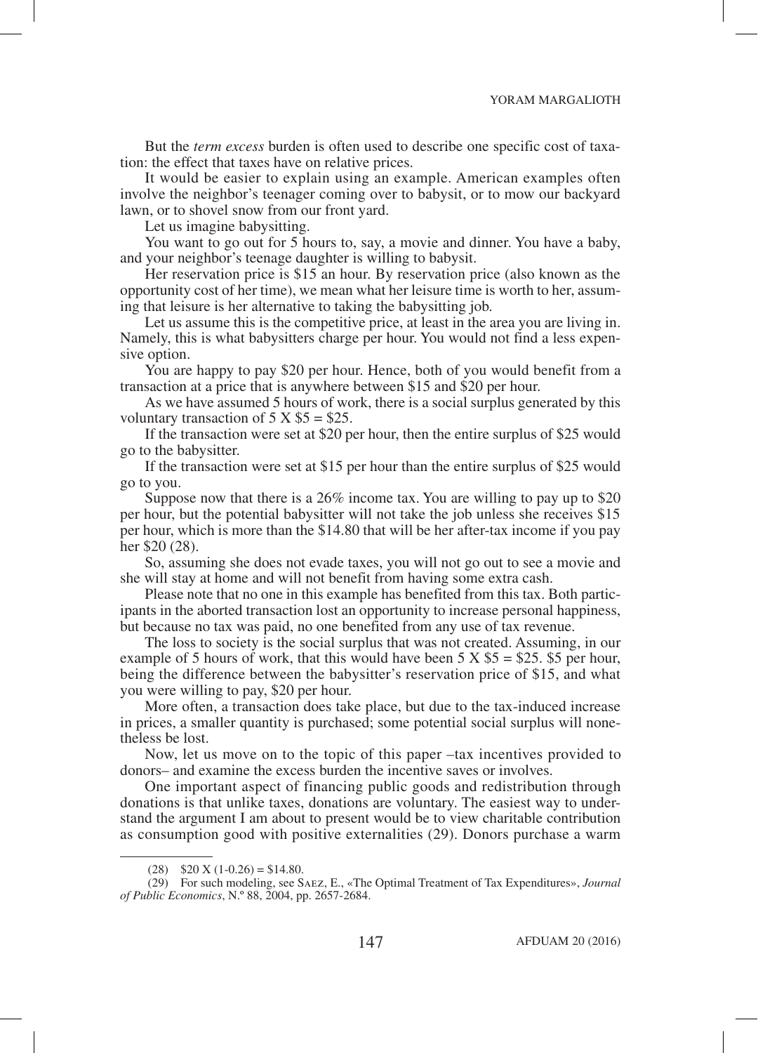But the *term excess* burden is often used to describe one specific cost of taxation: the effect that taxes have on relative prices.

It would be easier to explain using an example. American examples often involve the neighbor's teenager coming over to babysit, or to mow our backyard lawn, or to shovel snow from our front yard.

Let us imagine babysitting.

You want to go out for 5 hours to, say, a movie and dinner. You have a baby, and your neighbor's teenage daughter is willing to babysit.

Her reservation price is \$15 an hour. By reservation price (also known as the opportunity cost of her time), we mean what her leisure time is worth to her, assuming that leisure is her alternative to taking the babysitting job.

Let us assume this is the competitive price, at least in the area you are living in. Namely, this is what babysitters charge per hour. You would not find a less expensive option.

You are happy to pay \$20 per hour. Hence, both of you would benefit from a transaction at a price that is anywhere between \$15 and \$20 per hour.

As we have assumed 5 hours of work, there is a social surplus generated by this voluntary transaction of 5 X \$5 = \$25.

If the transaction were set at \$20 per hour, then the entire surplus of \$25 would go to the babysitter.

If the transaction were set at \$15 per hour than the entire surplus of \$25 would go to you.

Suppose now that there is a 26% income tax. You are willing to pay up to \$20 per hour, but the potential babysitter will not take the job unless she receives \$15 per hour, which is more than the \$14.80 that will be her after-tax income if you pay her \$20 (28).

So, assuming she does not evade taxes, you will not go out to see a movie and she will stay at home and will not benefit from having some extra cash.

Please note that no one in this example has benefited from this tax. Both participants in the aborted transaction lost an opportunity to increase personal happiness, but because no tax was paid, no one benefited from any use of tax revenue.

The loss to society is the social surplus that was not created. Assuming, in our example of 5 hours of work, that this would have been 5 X \$5 = \$25. \$5 per hour, being the difference between the babysitter's reservation price of \$15, and what you were willing to pay, \$20 per hour.

More often, a transaction does take place, but due to the tax-induced increase in prices, a smaller quantity is purchased; some potential social surplus will nonetheless be lost.

Now, let us move on to the topic of this paper –tax incentives provided to donors– and examine the excess burden the incentive saves or involves.

One important aspect of financing public goods and redistribution through donations is that unlike taxes, donations are voluntary. The easiest way to understand the argument I am about to present would be to view charitable contribution as consumption good with positive externalities (29). Donors purchase a warm

---

(28) \$20 X (1-0.26) = \$14.80.

(29) For such modeling, see Saez, E., «The Optimal Treatment of Tax Expenditures», *Journal of Public Economics*, N.º 88, 2004, pp. 2657-2684.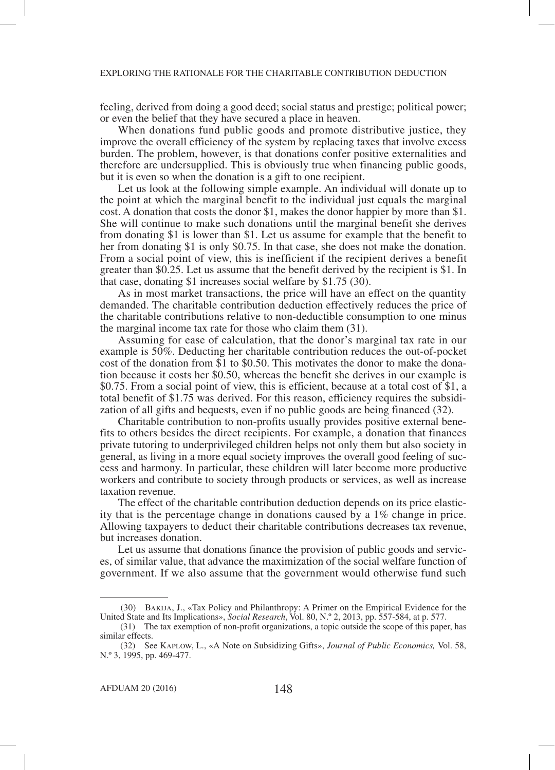feeling, derived from doing a good deed; social status and prestige; political power; or even the belief that they have secured a place in heaven.

When donations fund public goods and promote distributive justice, they improve the overall efficiency of the system by replacing taxes that involve excess burden. The problem, however, is that donations confer positive externalities and therefore are undersupplied. This is obviously true when financing public goods, but it is even so when the donation is a gift to one recipient.

Let us look at the following simple example. An individual will donate up to the point at which the marginal benefit to the individual just equals the marginal cost. A donation that costs the donor \$1, makes the donor happier by more than \$1. She will continue to make such donations until the marginal benefit she derives from donating \$1 is lower than \$1. Let us assume for example that the benefit to her from donating \$1 is only \$0.75. In that case, she does not make the donation. From a social point of view, this is inefficient if the recipient derives a benefit greater than \$0.25. Let us assume that the benefit derived by the recipient is \$1. In that case, donating \$1 increases social welfare by \$1.75 (30).

As in most market transactions, the price will have an effect on the quantity demanded. The charitable contribution deduction effectively reduces the price of the charitable contributions relative to non-deductible consumption to one minus the marginal income tax rate for those who claim them (31).

Assuming for ease of calculation, that the donor's marginal tax rate in our example is 50%. Deducting her charitable contribution reduces the out-of-pocket cost of the donation from \$1 to \$0.50. This motivates the donor to make the donation because it costs her \$0.50, whereas the benefit she derives in our example is \$0.75. From a social point of view, this is efficient, because at a total cost of \$1, a total benefit of \$1.75 was derived. For this reason, efficiency requires the subsidization of all gifts and bequests, even if no public goods are being financed (32).

Charitable contribution to non-profits usually provides positive external benefits to others besides the direct recipients. For example, a donation that finances private tutoring to underprivileged children helps not only them but also society in general, as living in a more equal society improves the overall good feeling of success and harmony. In particular, these children will later become more productive workers and contribute to society through products or services, as well as increase taxation revenue.

The effect of the charitable contribution deduction depends on its price elasticity that is the percentage change in donations caused by a 1% change in price. Allowing taxpayers to deduct their charitable contributions decreases tax revenue, but increases donation.

Let us assume that donations finance the provision of public goods and services, of similar value, that advance the maximization of the social welfare function of government. If we also assume that the government would otherwise fund such

---

(30) Bakija, J., «Tax Policy and Philanthropy: A Primer on the Empirical Evidence for the United State and Its Implications», *Social Research*, Vol. 80, N.º 2, 2013, pp. 557-584, at p. 577.

(31) The tax exemption of non-profit organizations, a topic outside the scope of this paper, has similar effects.

(32) See Kaplow, L., «A Note on Subsidizing Gifts», *Journal of Public Economics,* Vol. 58, N.º 3, 1995, pp. 469-477.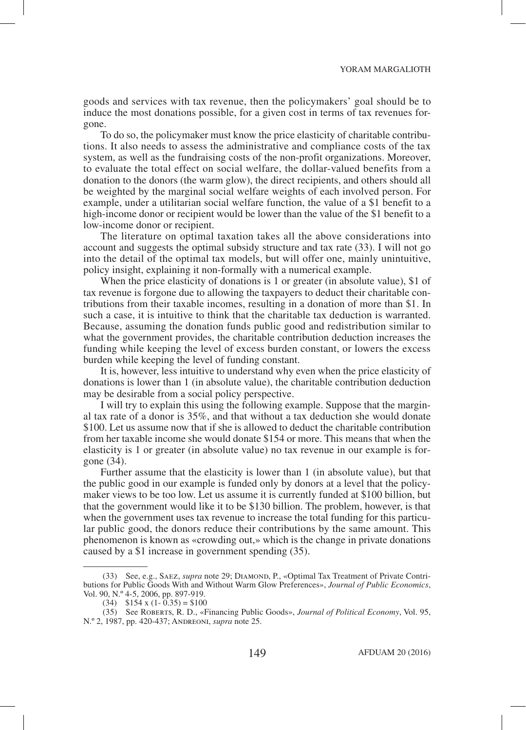goods and services with tax revenue, then the policymakers' goal should be to induce the most donations possible, for a given cost in terms of tax revenues forgone.

To do so, the policymaker must know the price elasticity of charitable contributions. It also needs to assess the administrative and compliance costs of the tax system, as well as the fundraising costs of the non-profit organizations. Moreover, to evaluate the total effect on social welfare, the dollar-valued benefits from a donation to the donors (the warm glow), the direct recipients, and others should all be weighted by the marginal social welfare weights of each involved person. For example, under a utilitarian social welfare function, the value of a $1 benefit to a high-income donor or recipient would be lower than the value of the $1 benefit to a low-income donor or recipient.

The literature on optimal taxation takes all the above considerations into account and suggests the optimal subsidy structure and tax rate (33). I will not go into the detail of the optimal tax models, but will offer one, mainly unintuitive, policy insight, explaining it non-formally with a numerical example.

When the price elasticity of donations is 1 or greater (in absolute value), $1 of tax revenue is forgone due to allowing the taxpayers to deduct their charitable contributions from their taxable incomes, resulting in a donation of more than $1. In such a case, it is intuitive to think that the charitable tax deduction is warranted. Because, assuming the donation funds public good and redistribution similar to what the government provides, the charitable contribution deduction increases the funding while keeping the level of excess burden constant, or lowers the excess burden while keeping the level of funding constant.

It is, however, less intuitive to understand why even when the price elasticity of donations is lower than 1 (in absolute value), the charitable contribution deduction may be desirable from a social policy perspective.

I will try to explain this using the following example. Suppose that the marginal tax rate of a donor is 35%, and that without a tax deduction she would donate $100. Let us assume now that if she is allowed to deduct the charitable contribution from her taxable income she would donate $154 or more. This means that when the elasticity is 1 or greater (in absolute value) no tax revenue in our example is forgone (34).

Further assume that the elasticity is lower than 1 (in absolute value), but that the public good in our example is funded only by donors at a level that the policymaker views to be too low. Let us assume it is currently funded at $100 billion, but that the government would like it to be $130 billion. The problem, however, is that when the government uses tax revenue to increase the total funding for this particular public good, the donors reduce their contributions by the same amount. This phenomenon is known as «crowding out,» which is the change in private donations caused by a $1 increase in government spending (35).

---

(33) See, e.g., Saez, *supra* note 29; Diamond, P., «Optimal Tax Treatment of Private Contributions for Public Goods With and Without Warm Glow Preferences», *Journal of Public Economics*, Vol. 90, N.º 4-5, 2006, pp. 897-919.

(34) $154 x (1- 0.35) = $100

(35) See Roberts, R. D., «Financing Public Goods», *Journal of Political Economy*, Vol. 95, N.º 2, 1987, pp. 420-437; Andreoni, *supra* note 25.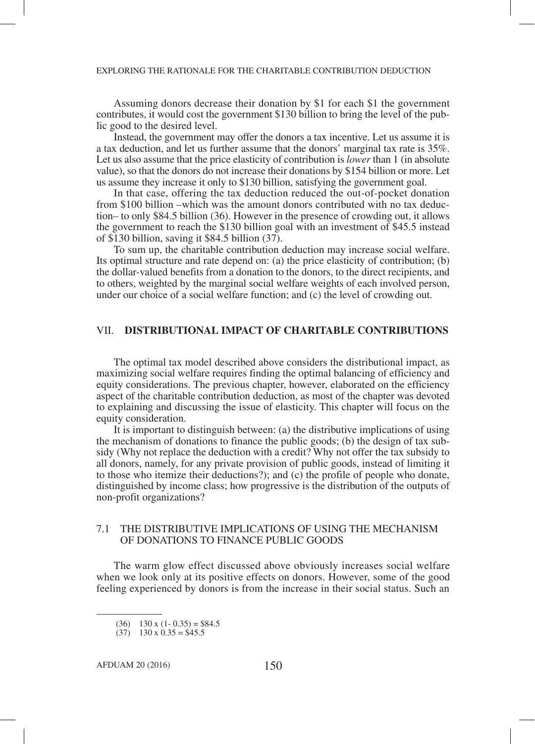Assuming donors decrease their donation by $1 for each $1 the government contributes, it would cost the government $130 billion to bring the level of the public good to the desired level.

Instead, the government may offer the donors a tax incentive. Let us assume it is a tax deduction, and let us further assume that the donors' marginal tax rate is 35%. Let us also assume that the price elasticity of contribution is *lower* than 1 (in absolute value), so that the donors do not increase their donations by $154 billion or more. Let us assume they increase it only to $130 billion, satisfying the government goal.

In that case, offering the tax deduction reduced the out-of-pocket donation from $100 billion –which was the amount donors contributed with no tax deduction– to only $84.5 billion (36). However in the presence of crowding out, it allows the government to reach the $130 billion goal with an investment of $45.5 instead of $130 billion, saving it $84.5 billion (37).

To sum up, the charitable contribution deduction may increase social welfare. Its optimal structure and rate depend on: (a) the price elasticity of contribution; (b) the dollar-valued benefits from a donation to the donors, to the direct recipients, and to others, weighted by the marginal social welfare weights of each involved person, under our choice of a social welfare function; and (c) the level of crowding out.

## VII. **DISTRIBUTIONAL IMPACT OF CHARITABLE CONTRIBUTIONS**

The optimal tax model described above considers the distributional impact, as maximizing social welfare requires finding the optimal balancing of efficiency and equity considerations. The previous chapter, however, elaborated on the efficiency aspect of the charitable contribution deduction, as most of the chapter was devoted to explaining and discussing the issue of elasticity. This chapter will focus on the equity consideration.

It is important to distinguish between: (a) the distributive implications of using the mechanism of donations to finance the public goods; (b) the design of tax subsidy (Why not replace the deduction with a credit? Why not offer the tax subsidy to all donors, namely, for any private provision of public goods, instead of limiting it to those who itemize their deductions?); and (c) the profile of people who donate, distinguished by income class; how progressive is the distribution of the outputs of non-profit organizations?

### 7.1 THE DISTRIBUTIVE IMPLICATIONS OF USING THE MECHANISM OF DONATIONS TO FINANCE PUBLIC GOODS

The warm glow effect discussed above obviously increases social welfare when we look only at its positive effects on donors. However, some of the good feeling experienced by donors is from the increase in their social status. Such an

---

(36) $130 \times (1 - 0.35) = \$84.5$

(37) $130 \times 0.35 = \$45.5$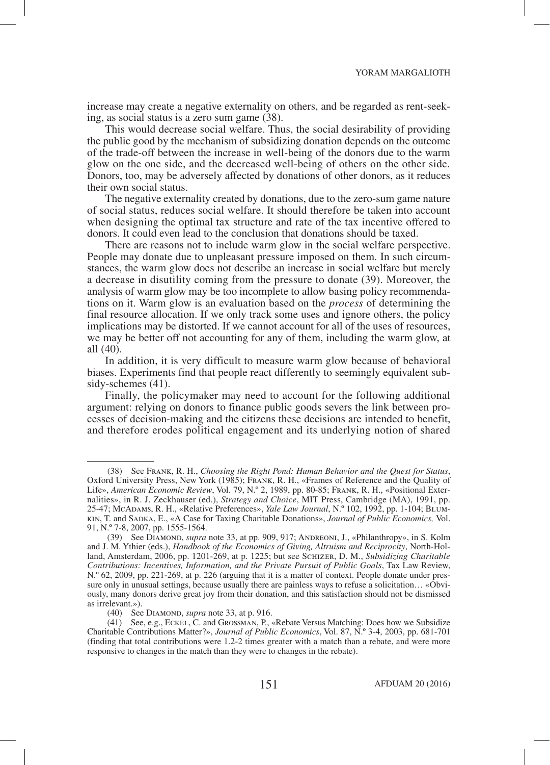increase may create a negative externality on others, and be regarded as rent-seeking, as social status is a zero sum game (38).

This would decrease social welfare. Thus, the social desirability of providing the public good by the mechanism of subsidizing donation depends on the outcome of the trade-off between the increase in well-being of the donors due to the warm glow on the one side, and the decreased well-being of others on the other side. Donors, too, may be adversely affected by donations of other donors, as it reduces their own social status.

The negative externality created by donations, due to the zero-sum game nature of social status, reduces social welfare. It should therefore be taken into account when designing the optimal tax structure and rate of the tax incentive offered to donors. It could even lead to the conclusion that donations should be taxed.

There are reasons not to include warm glow in the social welfare perspective. People may donate due to unpleasant pressure imposed on them. In such circumstances, the warm glow does not describe an increase in social welfare but merely a decrease in disutility coming from the pressure to donate (39). Moreover, the analysis of warm glow may be too incomplete to allow basing policy recommendations on it. Warm glow is an evaluation based on the *process* of determining the final resource allocation. If we only track some uses and ignore others, the policy implications may be distorted. If we cannot account for all of the uses of resources, we may be better off not accounting for any of them, including the warm glow, at all (40).

In addition, it is very difficult to measure warm glow because of behavioral biases. Experiments find that people react differently to seemingly equivalent subsidy-schemes (41).

Finally, the policymaker may need to account for the following additional argument: relying on donors to finance public goods severs the link between processes of decision-making and the citizens these decisions are intended to benefit, and therefore erodes political engagement and its underlying notion of shared

---

(38) See Frank, R. H., *Choosing the Right Pond: Human Behavior and the Quest for Status*, Oxford University Press, New York (1985); Frank, R. H., «Frames of Reference and the Quality of Life», *American Economic Review*, Vol. 79, N.º 2, 1989, pp. 80-85; Frank, R. H., «Positional Externalities», in R. J. Zeckhauser (ed.), *Strategy and Choice*, MIT Press, Cambridge (MA), 1991, pp. 25-47; McAdams, R. H., «Relative Preferences», *Yale Law Journal*, N.º 102, 1992, pp. 1-104; Blumkin, T. and Sadka, E., «A Case for Taxing Charitable Donations», *Journal of Public Economics,* Vol. 91, N.º 7-8, 2007, pp. 1555-1564.

(39) See Diamond, *supra* note 33, at pp. 909, 917; Andreoni, J., «Philanthropy», in S. Kolm and J. M. Ythier (eds.), *Handbook of the Economics of Giving, Altruism and Reciprocity*, North-Holland, Amsterdam, 2006, pp. 1201-269, at p. 1225; but see Schizer, D. M., *Subsidizing Charitable Contributions: Incentives, Information, and the Private Pursuit of Public Goals*, Tax Law Review, N.º 62, 2009, pp. 221-269, at p. 226 (arguing that it is a matter of context. People donate under pressure only in unusual settings, because usually there are painless ways to refuse a solicitation… «Obviously, many donors derive great joy from their donation, and this satisfaction should not be dismissed as irrelevant.»).

(40) See Diamond, *supra* note 33, at p. 916.

(41) See, e.g., Eckel, C. and Grossman, P., «Rebate Versus Matching: Does how we Subsidize Charitable Contributions Matter?», *Journal of Public Economics*, Vol. 87, N.º 3-4, 2003, pp. 681-701 (finding that total contributions were 1.2-2 times greater with a match than a rebate, and were more responsive to changes in the match than they were to changes in the rebate).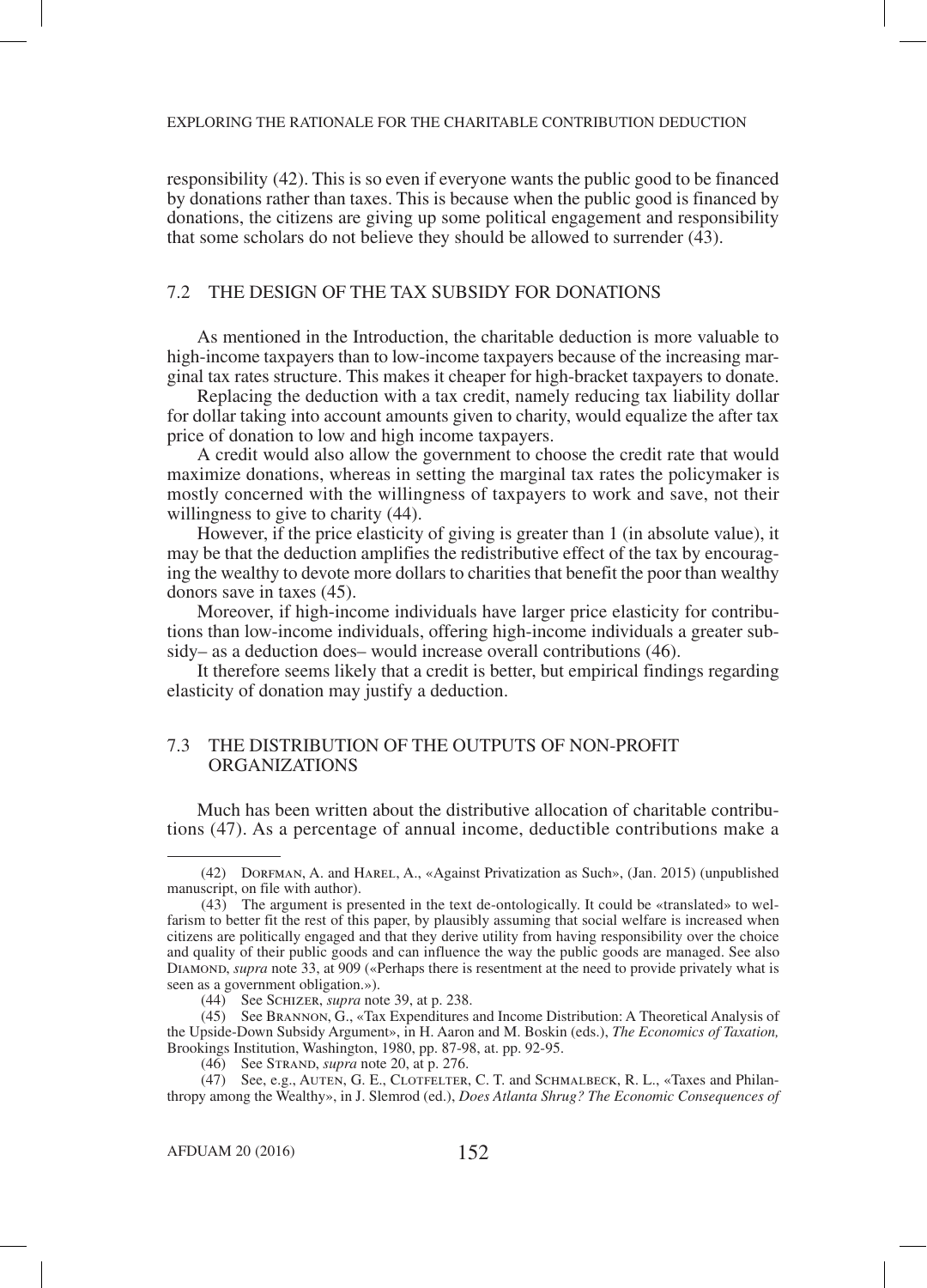responsibility (42). This is so even if everyone wants the public good to be financed by donations rather than taxes. This is because when the public good is financed by donations, the citizens are giving up some political engagement and responsibility that some scholars do not believe they should be allowed to surrender (43).

### 7.2 THE DESIGN OF THE TAX SUBSIDY FOR DONATIONS

As mentioned in the Introduction, the charitable deduction is more valuable to high-income taxpayers than to low-income taxpayers because of the increasing marginal tax rates structure. This makes it cheaper for high-bracket taxpayers to donate.

Replacing the deduction with a tax credit, namely reducing tax liability dollar for dollar taking into account amounts given to charity, would equalize the after tax price of donation to low and high income taxpayers.

A credit would also allow the government to choose the credit rate that would maximize donations, whereas in setting the marginal tax rates the policymaker is mostly concerned with the willingness of taxpayers to work and save, not their willingness to give to charity (44).

However, if the price elasticity of giving is greater than 1 (in absolute value), it may be that the deduction amplifies the redistributive effect of the tax by encouraging the wealthy to devote more dollars to charities that benefit the poor than wealthy donors save in taxes (45).

Moreover, if high-income individuals have larger price elasticity for contributions than low-income individuals, offering high-income individuals a greater subsidy– as a deduction does– would increase overall contributions (46).

It therefore seems likely that a credit is better, but empirical findings regarding elasticity of donation may justify a deduction.

### 7.3 THE DISTRIBUTION OF THE OUTPUTS OF NON-PROFIT ORGANIZATIONS

Much has been written about the distributive allocation of charitable contributions (47). As a percentage of annual income, deductible contributions make a

---

(42) Dorfman, A. and Harel, A., «Against Privatization as Such», (Jan. 2015) (unpublished manuscript, on file with author).

(43) The argument is presented in the text de-ontologically. It could be «translated» to welfarism to better fit the rest of this paper, by plausibly assuming that social welfare is increased when citizens are politically engaged and that they derive utility from having responsibility over the choice and quality of their public goods and can influence the way the public goods are managed. See also Diamond, *supra* note 33, at 909 («Perhaps there is resentment at the need to provide privately what is seen as a government obligation.»).

(44) See Schizer, *supra* note 39, at p. 238.

(45) See Brannon, G., «Tax Expenditures and Income Distribution: A Theoretical Analysis of the Upside-Down Subsidy Argument», in H. Aaron and M. Boskin (eds.), *The Economics of Taxation,* Brookings Institution, Washington, 1980, pp. 87-98, at. pp. 92-95.

(46) See Strand, *supra* note 20, at p. 276.

(47) See, e.g., Auten, G. E., Clotfelter, C. T. and Schmalbeck, R. L., «Taxes and Philanthropy among the Wealthy», in J. Slemrod (ed.), *Does Atlanta Shrug? The Economic Consequences of*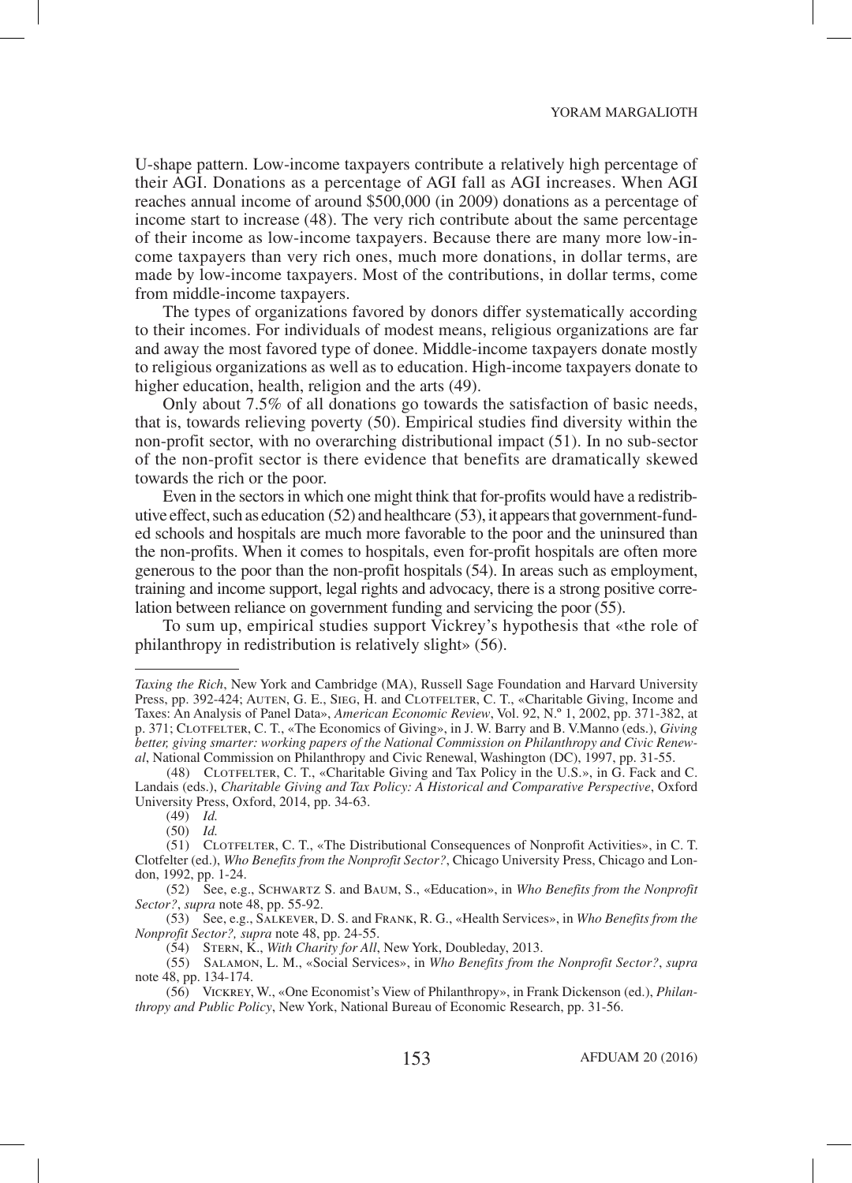U-shape pattern. Low-income taxpayers contribute a relatively high percentage of their AGI. Donations as a percentage of AGI fall as AGI increases. When AGI reaches annual income of around $500,000 (in 2009) donations as a percentage of income start to increase (48). The very rich contribute about the same percentage of their income as low-income taxpayers. Because there are many more low-income taxpayers than very rich ones, much more donations, in dollar terms, are made by low-income taxpayers. Most of the contributions, in dollar terms, come from middle-income taxpayers.

The types of organizations favored by donors differ systematically according to their incomes. For individuals of modest means, religious organizations are far and away the most favored type of donee. Middle-income taxpayers donate mostly to religious organizations as well as to education. High-income taxpayers donate to higher education, health, religion and the arts (49).

Only about 7.5% of all donations go towards the satisfaction of basic needs, that is, towards relieving poverty (50). Empirical studies find diversity within the non-profit sector, with no overarching distributional impact (51). In no sub-sector of the non-profit sector is there evidence that benefits are dramatically skewed towards the rich or the poor.

Even in the sectors in which one might think that for-profits would have a redistributive effect, such as education (52) and healthcare (53), it appears that government-funded schools and hospitals are much more favorable to the poor and the uninsured than the non-profits. When it comes to hospitals, even for-profit hospitals are often more generous to the poor than the non-profit hospitals (54). In areas such as employment, training and income support, legal rights and advocacy, there is a strong positive correlation between reliance on government funding and servicing the poor (55).

To sum up, empirical studies support Vickrey's hypothesis that «the role of philanthropy in redistribution is relatively slight» (56).

---

*Taxing the Rich*, New York and Cambridge (MA), Russell Sage Foundation and Harvard University Press, pp. 392-424; Auten, G. E., Sieg, H. and Clotfelter, C. T., «Charitable Giving, Income and Taxes: An Analysis of Panel Data», *American Economic Review*, Vol. 92, N.º 1, 2002, pp. 371-382, at p. 371; Clotfelter, C. T., «The Economics of Giving», in J. W. Barry and B. V.Manno (eds.), *Giving better, giving smarter: working papers of the National Commission on Philanthropy and Civic Renewal*, National Commission on Philanthropy and Civic Renewal, Washington (DC), 1997, pp. 31-55.

(48) Clotfelter, C. T., «Charitable Giving and Tax Policy in the U.S.», in G. Fack and C. Landais (eds.), *Charitable Giving and Tax Policy: A Historical and Comparative Perspective*, Oxford University Press, Oxford, 2014, pp. 34-63.

(49) *Id.*

(50) *Id.*

(51) Clotfelter, C. T., «The Distributional Consequences of Nonprofit Activities», in C. T. Clotfelter (ed.), *Who Benefits from the Nonprofit Sector?*, Chicago University Press, Chicago and London, 1992, pp. 1-24.

(52) See, e.g., Schwartz S. and Baum, S., «Education», in *Who Benefits from the Nonprofit Sector?*, *supra* note 48, pp. 55-92.

(53) See, e.g., Salkever, D. S. and Frank, R. G., «Health Services», in *Who Benefits from the Nonprofit Sector?, supra* note 48, pp. 24-55.

(54) Stern, K., *With Charity for All*, New York, Doubleday, 2013.

(55) Salamon, L. M., «Social Services», in *Who Benefits from the Nonprofit Sector?*, *supra* note 48, pp. 134-174.

(56) Vickrey, W., «One Economist's View of Philanthropy», in Frank Dickenson (ed.), *Philanthropy and Public Policy*, New York, National Bureau of Economic Research, pp. 31-56.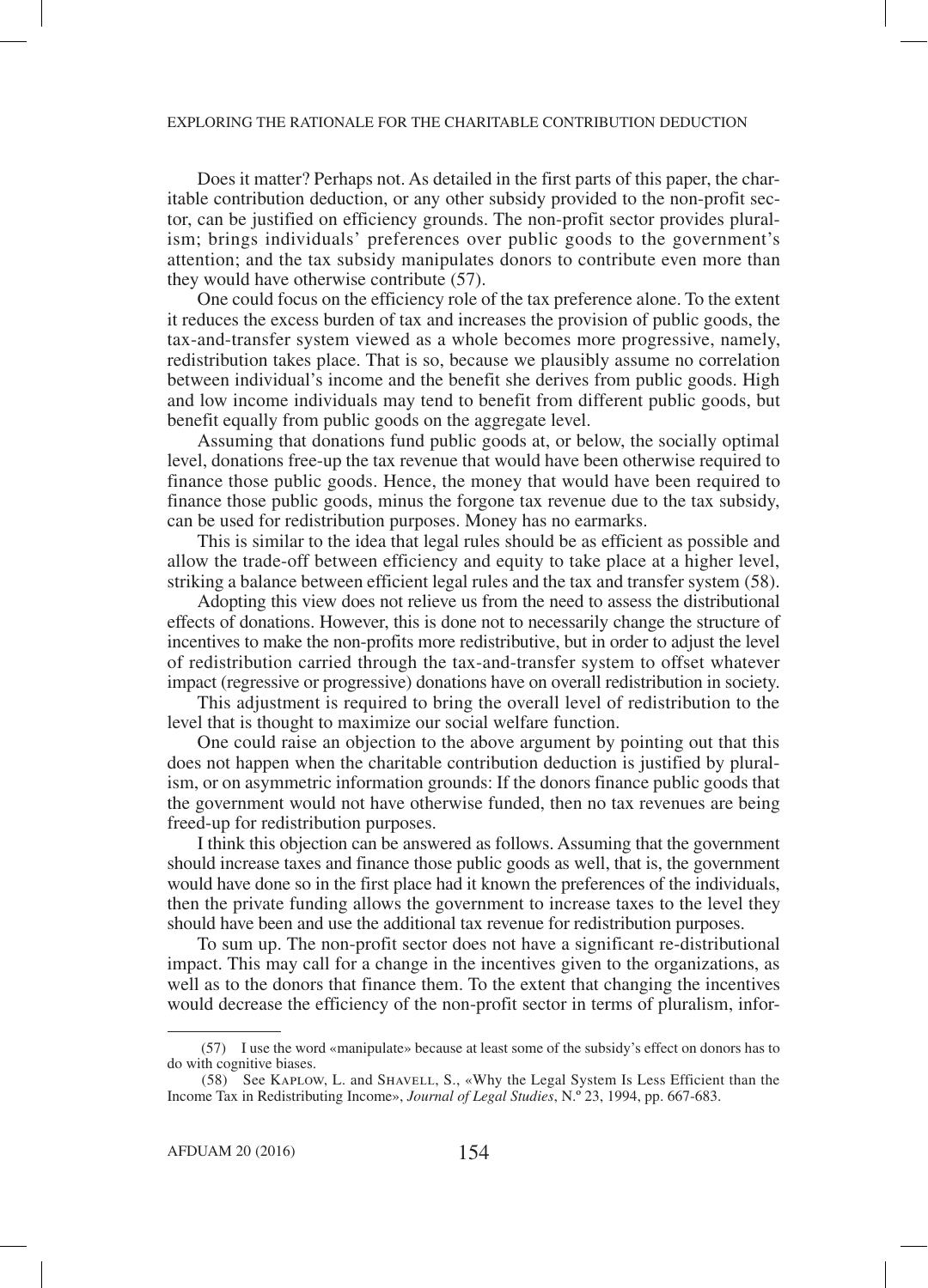Does it matter? Perhaps not. As detailed in the first parts of this paper, the charitable contribution deduction, or any other subsidy provided to the non-profit sector, can be justified on efficiency grounds. The non-profit sector provides pluralism; brings individuals' preferences over public goods to the government's attention; and the tax subsidy manipulates donors to contribute even more than they would have otherwise contribute (57).

One could focus on the efficiency role of the tax preference alone. To the extent it reduces the excess burden of tax and increases the provision of public goods, the tax-and-transfer system viewed as a whole becomes more progressive, namely, redistribution takes place. That is so, because we plausibly assume no correlation between individual's income and the benefit she derives from public goods. High and low income individuals may tend to benefit from different public goods, but benefit equally from public goods on the aggregate level.

Assuming that donations fund public goods at, or below, the socially optimal level, donations free-up the tax revenue that would have been otherwise required to finance those public goods. Hence, the money that would have been required to finance those public goods, minus the forgone tax revenue due to the tax subsidy, can be used for redistribution purposes. Money has no earmarks.

This is similar to the idea that legal rules should be as efficient as possible and allow the trade-off between efficiency and equity to take place at a higher level, striking a balance between efficient legal rules and the tax and transfer system (58).

Adopting this view does not relieve us from the need to assess the distributional effects of donations. However, this is done not to necessarily change the structure of incentives to make the non-profits more redistributive, but in order to adjust the level of redistribution carried through the tax-and-transfer system to offset whatever impact (regressive or progressive) donations have on overall redistribution in society.

This adjustment is required to bring the overall level of redistribution to the level that is thought to maximize our social welfare function.

One could raise an objection to the above argument by pointing out that this does not happen when the charitable contribution deduction is justified by pluralism, or on asymmetric information grounds: If the donors finance public goods that the government would not have otherwise funded, then no tax revenues are being freed-up for redistribution purposes.

I think this objection can be answered as follows. Assuming that the government should increase taxes and finance those public goods as well, that is, the government would have done so in the first place had it known the preferences of the individuals, then the private funding allows the government to increase taxes to the level they should have been and use the additional tax revenue for redistribution purposes.

To sum up. The non-profit sector does not have a significant re-distributional impact. This may call for a change in the incentives given to the organizations, as well as to the donors that finance them. To the extent that changing the incentives would decrease the efficiency of the non-profit sector in terms of pluralism, infor-

---

(57) I use the word «manipulate» because at least some of the subsidy's effect on donors has to do with cognitive biases.

(58) See Kaplow, L. and Shavell, S., «Why the Legal System Is Less Efficient than the Income Tax in Redistributing Income», *Journal of Legal Studies*, N.º 23, 1994, pp. 667-683.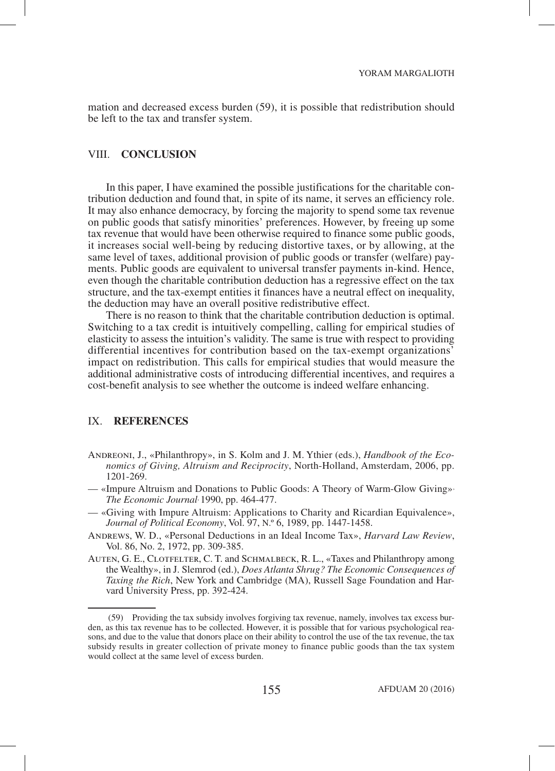mation and decreased excess burden (59), it is possible that redistribution should be left to the tax and transfer system.

## VIII. CONCLUSION

In this paper, I have examined the possible justifications for the charitable contribution deduction and found that, in spite of its name, it serves an efficiency role. It may also enhance democracy, by forcing the majority to spend some tax revenue on public goods that satisfy minorities' preferences. However, by freeing up some tax revenue that would have been otherwise required to finance some public goods, it increases social well-being by reducing distortive taxes, or by allowing, at the same level of taxes, additional provision of public goods or transfer (welfare) payments. Public goods are equivalent to universal transfer payments in-kind. Hence, even though the charitable contribution deduction has a regressive effect on the tax structure, and the tax-exempt entities it finances have a neutral effect on inequality, the deduction may have an overall positive redistributive effect.

There is no reason to think that the charitable contribution deduction is optimal. Switching to a tax credit is intuitively compelling, calling for empirical studies of elasticity to assess the intuition's validity. The same is true with respect to providing differential incentives for contribution based on the tax-exempt organizations' impact on redistribution. This calls for empirical studies that would measure the additional administrative costs of introducing differential incentives, and requires a cost-benefit analysis to see whether the outcome is indeed welfare enhancing.

## IX. REFERENCES

Andreoni, J., «Philanthropy», in S. Kolm and J. M. Ythier (eds.), *Handbook of the Economics of Giving, Altruism and Reciprocity*, North-Holland, Amsterdam, 2006, pp. 1201-269.

— «Impure Altruism and Donations to Public Goods: A Theory of Warm-Glow Giving», *The Economic Journal*, 1990, pp. 464-477.

— «Giving with Impure Altruism: Applications to Charity and Ricardian Equivalence», *Journal of Political Economy*, Vol. 97, N.º 6, 1989, pp. 1447-1458.

Andrews, W. D., «Personal Deductions in an Ideal Income Tax», *Harvard Law Review*, Vol. 86, No. 2, 1972, pp. 309-385.

Auten, G. E., Clotfelter, C. T. and Schmalbeck, R. L., «Taxes and Philanthropy among the Wealthy», in J. Slemrod (ed.), *Does Atlanta Shrug? The Economic Consequences of Taxing the Rich*, New York and Cambridge (MA), Russell Sage Foundation and Harvard University Press, pp. 392-424.

---

(59) Providing the tax subsidy involves forgiving tax revenue, namely, involves tax excess burden, as this tax revenue has to be collected. However, it is possible that for various psychological reasons, and due to the value that donors place on their ability to control the use of the tax revenue, the tax subsidy results in greater collection of private money to finance public goods than the tax system would collect at the same level of excess burden.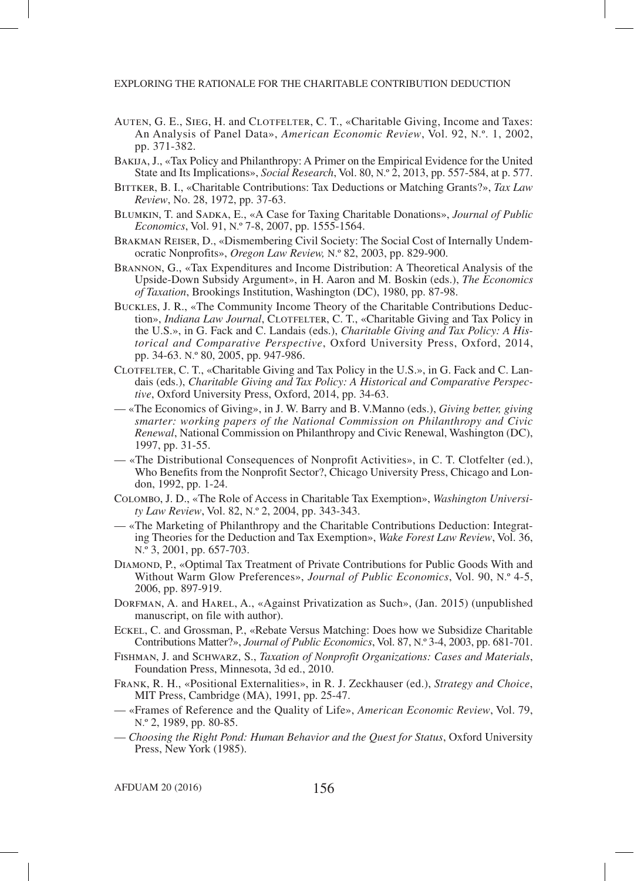Auten, G. E., Sieg, H. and Clotfelter, C. T., «Charitable Giving, Income and Taxes: An Analysis of Panel Data», *American Economic Review*, Vol. 92, N.º. 1, 2002, pp. 371-382.

Bakija, J., «Tax Policy and Philanthropy: A Primer on the Empirical Evidence for the United State and Its Implications», *Social Research*, Vol. 80, N.º 2, 2013, pp. 557-584, at p. 577.

Bittker, B. I., «Charitable Contributions: Tax Deductions or Matching Grants?», *Tax Law Review*, No. 28, 1972, pp. 37-63.

Blumkin, T. and Sadka, E., «A Case for Taxing Charitable Donations», *Journal of Public Economics*, Vol. 91, N.º 7-8, 2007, pp. 1555-1564.

Brakman Reiser, D., «Dismembering Civil Society: The Social Cost of Internally Undemocratic Nonprofits», *Oregon Law Review,* N.º 82, 2003, pp. 829-900.

Brannon, G., «Tax Expenditures and Income Distribution: A Theoretical Analysis of the Upside-Down Subsidy Argument», in H. Aaron and M. Boskin (eds.), *The Economics of Taxation*, Brookings Institution, Washington (DC), 1980, pp. 87-98.

Buckles, J. R., «The Community Income Theory of the Charitable Contributions Deduction», *Indiana Law Journal*, Clotfelter, C. T., «Charitable Giving and Tax Policy in the U.S.», in G. Fack and C. Landais (eds.), *Charitable Giving and Tax Policy: A Historical and Comparative Perspective*, Oxford University Press, Oxford, 2014, pp. 34-63. N.º 80, 2005, pp. 947-986.

Clotfelter, C. T., «Charitable Giving and Tax Policy in the U.S.», in G. Fack and C. Landais (eds.), *Charitable Giving and Tax Policy: A Historical and Comparative Perspective*, Oxford University Press, Oxford, 2014, pp. 34-63.

— «The Economics of Giving», in J. W. Barry and B. V.Manno (eds.), *Giving better, giving smarter: working papers of the National Commission on Philanthropy and Civic Renewal*, National Commission on Philanthropy and Civic Renewal, Washington (DC), 1997, pp. 31-55.

— «The Distributional Consequences of Nonprofit Activities», in C. T. Clotfelter (ed.), Who Benefits from the Nonprofit Sector?, Chicago University Press, Chicago and London, 1992, pp. 1-24.

Colombo, J. D., «The Role of Access in Charitable Tax Exemption», *Washington University Law Review*, Vol. 82, N.º 2, 2004, pp. 343-343.

— «The Marketing of Philanthropy and the Charitable Contributions Deduction: Integrating Theories for the Deduction and Tax Exemption», *Wake Forest Law Review*, Vol. 36, N.º 3, 2001, pp. 657-703.

Diamond, P., «Optimal Tax Treatment of Private Contributions for Public Goods With and Without Warm Glow Preferences», *Journal of Public Economics*, Vol. 90, N.º 4-5, 2006, pp. 897-919.

Dorfman, A. and Harel, A., «Against Privatization as Such», (Jan. 2015) (unpublished manuscript, on file with author).

Eckel, C. and Grossman, P., «Rebate Versus Matching: Does how we Subsidize Charitable Contributions Matter?», *Journal of Public Economics*, Vol. 87, N.º 3-4, 2003, pp. 681-701.

Fishman, J. and Schwarz, S., *Taxation of Nonprofit Organizations: Cases and Materials*, Foundation Press, Minnesota, 3d ed., 2010.

Frank, R. H., «Positional Externalities», in R. J. Zeckhauser (ed.), *Strategy and Choice*, MIT Press, Cambridge (MA), 1991, pp. 25-47.

— «Frames of Reference and the Quality of Life», *American Economic Review*, Vol. 79, N.º 2, 1989, pp. 80-85.

— *Choosing the Right Pond: Human Behavior and the Quest for Status*, Oxford University Press, New York (1985).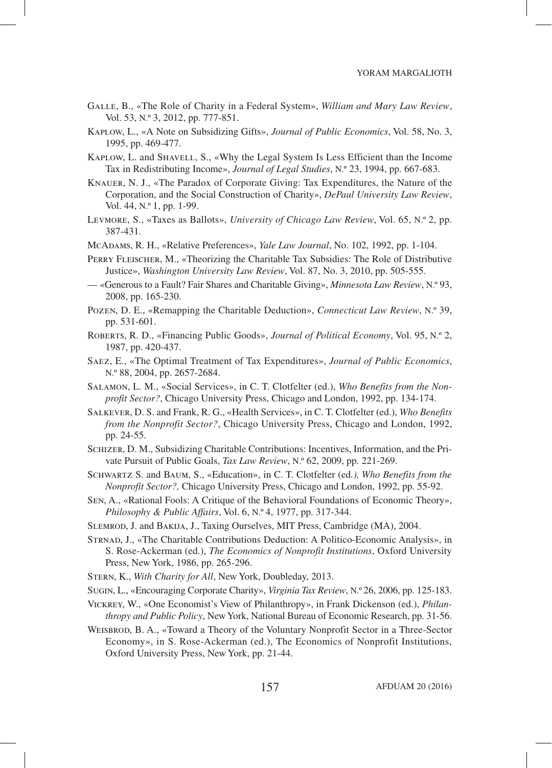Galle, B., «The Role of Charity in a Federal System», *William and Mary Law Review*, Vol. 53, N.º 3, 2012, pp. 777-851.

Kaplow, L., «A Note on Subsidizing Gifts», *Journal of Public Economics*, Vol. 58, No. 3, 1995, pp. 469-477.

Kaplow, L. and Shavell, S., «Why the Legal System Is Less Efficient than the Income Tax in Redistributing Income», *Journal of Legal Studies*, N.º 23, 1994, pp. 667-683.

Knauer, N. J., «The Paradox of Corporate Giving: Tax Expenditures, the Nature of the Corporation, and the Social Construction of Charity», *DePaul University Law Review*, Vol. 44, N.º 1, pp. 1-99.

Levmore, S., «Taxes as Ballots», *University of Chicago Law Review*, Vol. 65, N.º 2, pp. 387-431.

McAdams, R. H., «Relative Preferences», *Yale Law Journal*, No. 102, 1992, pp. 1-104.

Perry Fleischer, M., «Theorizing the Charitable Tax Subsidies: The Role of Distributive Justice», *Washington University Law Review*, Vol. 87, No. 3, 2010, pp. 505-555.

— «Generous to a Fault? Fair Shares and Charitable Giving», *Minnesota Law Review*, N.º 93, 2008, pp. 165-230.

Pozen, D. E., «Remapping the Charitable Deduction», *Connecticut Law Review*, N.º 39, pp. 531-601.

Roberts, R. D., «Financing Public Goods», *Journal of Political Economy*, Vol. 95, N.º 2, 1987, pp. 420-437.

Saez, E., «The Optimal Treatment of Tax Expenditures», *Journal of Public Economics*, N.º 88, 2004, pp. 2657-2684.

Salamon, L. M., «Social Services», in C. T. Clotfelter (ed.), *Who Benefits from the Nonprofit Sector?*, Chicago University Press, Chicago and London, 1992, pp. 134-174.

Salkever, D. S. and Frank, R. G., «Health Services», in C. T. Clotfelter (ed.), *Who Benefits from the Nonprofit Sector?*, Chicago University Press, Chicago and London, 1992, pp. 24-55.

Schizer, D. M., Subsidizing Charitable Contributions: Incentives, Information, and the Private Pursuit of Public Goals, *Tax Law Review*, N.º 62, 2009, pp. 221-269.

Schwartz S. and Baum, S., «Education», in C. T. Clotfelter (ed*.), Who Benefits from the Nonprofit Sector?,* Chicago University Press, Chicago and London, 1992, pp. 55-92.

Sen, A., «Rational Fools: A Critique of the Behavioral Foundations of Economic Theory», *Philosophy & Public Affairs*, Vol. 6, N.º 4, 1977, pp. 317-344.

Slemrod, J. and Bakija, J., Taxing Ourselves, MIT Press, Cambridge (MA), 2004.

Strnad, J., «The Charitable Contributions Deduction: A Politico-Economic Analysis», in S. Rose-Ackerman (ed.), *The Economics of Nonprofit Institutions*, Oxford University Press, New York, 1986, pp. 265-296.

Stern, K., *With Charity for All*, New York, Doubleday, 2013.

Sugin, L., «Encouraging Corporate Charity», *Virginia Tax Review*, N.º 26, 2006, pp. 125-183.

Vickrey, W., «One Economist's View of Philanthropy», in Frank Dickenson (ed.), *Philanthropy and Public Policy*, New York, National Bureau of Economic Research, pp. 31-56.

Weisbrod, B. A., «Toward a Theory of the Voluntary Nonprofit Sector in a Three-Sector Economy», in S. Rose-Ackerman (ed.), The Economics of Nonprofit Institutions, Oxford University Press, New York, pp. 21-44.